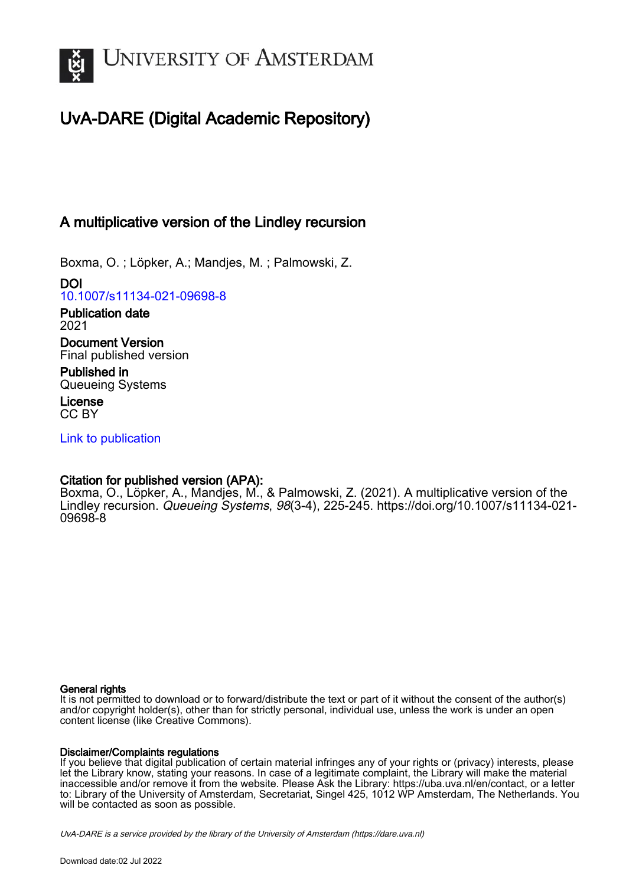UNIVERSITY OF AMSTERDAM

# UvA-DARE (Digital Academic Repository)

## A multiplicative version of the Lindley recursion

Boxma, O. ; Löpker, A.; Mandjes, M. ; Palmowski, Z.

**DOI**
10.1007/s11134-021-09698-8

**Publication date**
2021

**Document Version**
Final published version

**Published in**
Queueing Systems

**License**
CC BY

Link to publication

**Citation for published version (APA):**
Boxma, O., Löpker, A., Mandjes, M., & Palmowski, Z. (2021). A multiplicative version of the Lindley recursion. *Queueing Systems*, *98*(3-4), 225-245. https://doi.org/10.1007/s11134-021-09698-8

**General rights**
It is not permitted to download or to forward/distribute the text or part of it without the consent of the author(s) and/or copyright holder(s), other than for strictly personal, individual use, unless the work is under an open content license (like Creative Commons).

**Disclaimer/Complaints regulations**
If you believe that digital publication of certain material infringes any of your rights or (privacy) interests, please let the Library know, stating your reasons. In case of a legitimate complaint, the Library will make the material inaccessible and/or remove it from the website. Please Ask the Library: https://uba.uva.nl/en/contact, or a letter to: Library of the University of Amsterdam, Secretariat, Singel 425, 1012 WP Amsterdam, The Netherlands. You will be contacted as soon as possible.

*UvA-DARE is a service provided by the library of the University of Amsterdam (https://dare.uva.nl)*

Download date:02 Jul 2022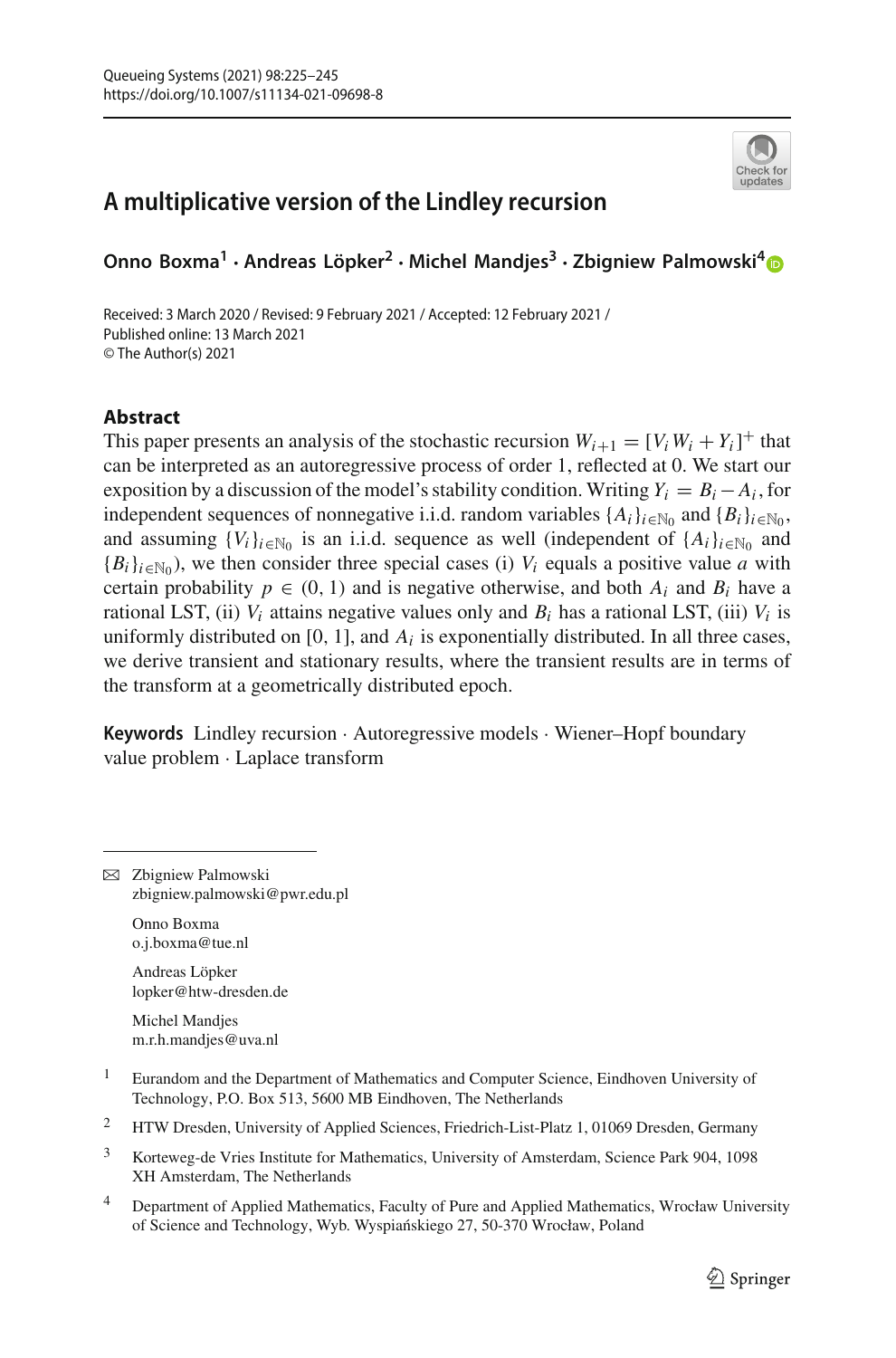# A multiplicative version of the Lindley recursion

**Onno Boxma[1] · Andreas Löpker[2] · Michel Mandjes[3] · Zbigniew Palmowski[4]**

Received: 3 March 2020 / Revised: 9 February 2021 / Accepted: 12 February 2021 /
Published online: 13 March 2021
© The Author(s) 2021

## Abstract

This paper presents an analysis of the stochastic recursion $W_{i+1} = [V_i W_i + Y_i]^+$ that can be interpreted as an autoregressive process of order 1, reflected at 0. We start our exposition by a discussion of the model's stability condition. Writing $Y_i = B_i - A_i$, for independent sequences of nonnegative i.i.d. random variables $\{A_i\}_{i \in \mathbb{N}_0}$ and $\{B_i\}_{i \in \mathbb{N}_0}$, and assuming $\{V_i\}_{i \in \mathbb{N}_0}$ is an i.i.d. sequence as well (independent of $\{A_i\}_{i \in \mathbb{N}_0}$ and $\{B_i\}_{i \in \mathbb{N}_0}$), we then consider three special cases (i) $V_i$ equals a positive value $a$ with certain probability $p \in (0, 1)$ and is negative otherwise, and both $A_i$ and $B_i$ have a rational LST, (ii) $V_i$ attains negative values only and $B_i$ has a rational LST, (iii) $V_i$ is uniformly distributed on $[0, 1]$, and $A_i$ is exponentially distributed. In all three cases, we derive transient and stationary results, where the transient results are in terms of the transform at a geometrically distributed epoch.

**Keywords** Lindley recursion · Autoregressive models · Wiener–Hopf boundary value problem · Laplace transform

---

✉ Zbigniew Palmowski
zbigniew.palmowski@pwr.edu.pl

Onno Boxma
o.j.boxma@tue.nl

Andreas Löpker
lopker@htw-dresden.de

Michel Mandjes
m.r.h.mandjes@uva.nl

[1] Eurandom and the Department of Mathematics and Computer Science, Eindhoven University of Technology, P.O. Box 513, 5600 MB Eindhoven, The Netherlands

[2] HTW Dresden, University of Applied Sciences, Friedrich-List-Platz 1, 01069 Dresden, Germany

[3] Korteweg-de Vries Institute for Mathematics, University of Amsterdam, Science Park 904, 1098 XH Amsterdam, The Netherlands

[4] Department of Applied Mathematics, Faculty of Pure and Applied Mathematics, Wrocław University of Science and Technology, Wyb. Wyspiańskiego 27, 50-370 Wrocław, Poland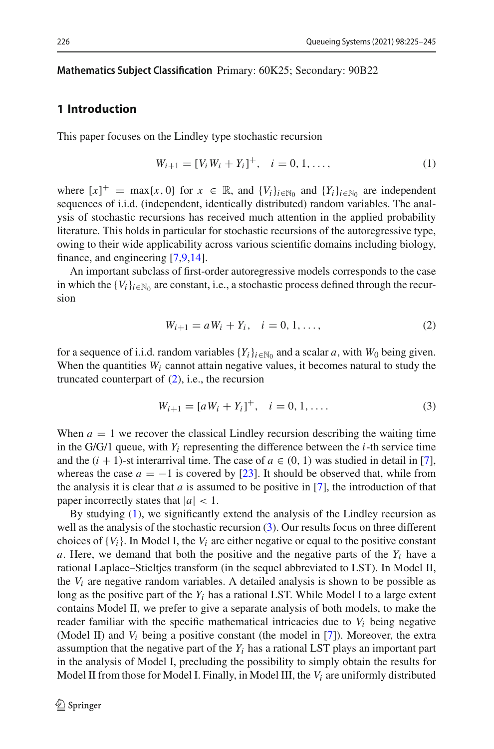**Mathematics Subject Classification** Primary: 60K25; Secondary: 90B22

## 1 Introduction

This paper focuses on the Lindley type stochastic recursion

$$W_{i+1} = [V_i W_i + Y_i]^+, \quad i = 0, 1, \ldots, \tag{1}$$

where $[x]^+ = \max\{x, 0\}$ for $x \in \mathbb{R}$, and $\{V_i\}_{i\in\mathbb{N}_0}$ and $\{Y_i\}_{i\in\mathbb{N}_0}$ are independent sequences of i.i.d. (independent, identically distributed) random variables. The analysis of stochastic recursions has received much attention in the applied probability literature. This holds in particular for stochastic recursions of the autoregressive type, owing to their wide applicability across various scientific domains including biology, finance, and engineering [7,9,14].

An important subclass of first-order autoregressive models corresponds to the case in which the $\{V_i\}_{i\in\mathbb{N}_0}$ are constant, i.e., a stochastic process defined through the recursion

$$W_{i+1} = a W_i + Y_i, \quad i = 0, 1, \ldots, \tag{2}$$

for a sequence of i.i.d. random variables $\{Y_i\}_{i\in\mathbb{N}_0}$ and a scalar $a$, with $W_0$ being given. When the quantities $W_i$ cannot attain negative values, it becomes natural to study the truncated counterpart of (2), i.e., the recursion

$$W_{i+1} = [a W_i + Y_i]^+, \quad i = 0, 1, \ldots. \tag{3}$$

When $a = 1$ we recover the classical Lindley recursion describing the waiting time in the G/G/1 queue, with $Y_i$ representing the difference between the $i$-th service time and the $(i+1)$-st interarrival time. The case of $a \in (0, 1)$ was studied in detail in [7], whereas the case $a = -1$ is covered by [23]. It should be observed that, while from the analysis it is clear that $a$ is assumed to be positive in [7], the introduction of that paper incorrectly states that $|a| < 1$.

By studying (1), we significantly extend the analysis of the Lindley recursion as well as the analysis of the stochastic recursion (3). Our results focus on three different choices of $\{V_i\}$. In Model I, the $V_i$ are either negative or equal to the positive constant $a$. Here, we demand that both the positive and the negative parts of the $Y_i$ have a rational Laplace–Stieltjes transform (in the sequel abbreviated to LST). In Model II, the $V_i$ are negative random variables. A detailed analysis is shown to be possible as long as the positive part of the $Y_i$ has a rational LST. While Model I to a large extent contains Model II, we prefer to give a separate analysis of both models, to make the reader familiar with the specific mathematical intricacies due to $V_i$ being negative (Model II) and $V_i$ being a positive constant (the model in [7]). Moreover, the extra assumption that the negative part of the $Y_i$ has a rational LST plays an important part in the analysis of Model I, precluding the possibility to simply obtain the results for Model II from those for Model I. Finally, in Model III, the $V_i$ are uniformly distributed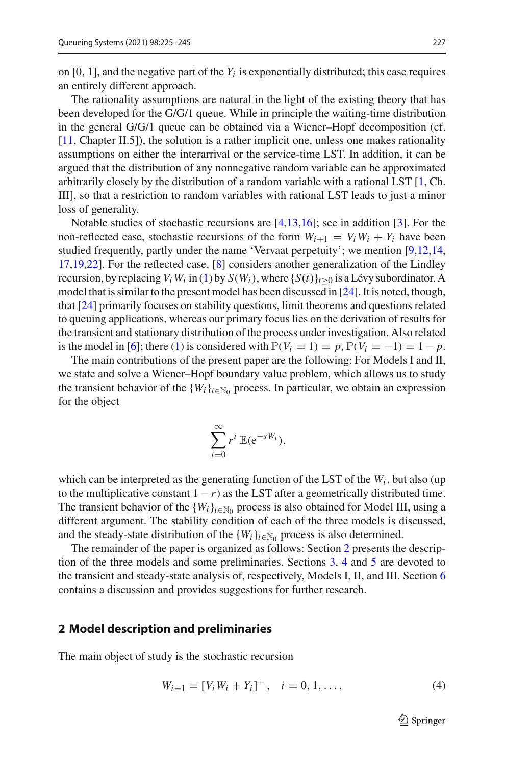on [0, 1], and the negative part of the $Y_i$ is exponentially distributed; this case requires an entirely different approach.

The rationality assumptions are natural in the light of the existing theory that has been developed for the G/G/1 queue. While in principle the waiting-time distribution in the general G/G/1 queue can be obtained via a Wiener–Hopf decomposition (cf. [11, Chapter II.5]), the solution is a rather implicit one, unless one makes rationality assumptions on either the interarrival or the service-time LST. In addition, it can be argued that the distribution of any nonnegative random variable can be approximated arbitrarily closely by the distribution of a random variable with a rational LST [1, Ch. III], so that a restriction to random variables with rational LST leads to just a minor loss of generality.

Notable studies of stochastic recursions are [4,13,16]; see in addition [3]. For the non-reflected case, stochastic recursions of the form $W_{i+1} = V_i W_i + Y_i$ have been studied frequently, partly under the name 'Vervaat perpetuity'; we mention [9,12,14, 17,19,22]. For the reflected case, [8] considers another generalization of the Lindley recursion, by replacing $V_i W_i$ in (1) by $S(W_i)$, where $\{S(t)\}_{t\geq 0}$ is a Lévy subordinator. A model that is similar to the present model has been discussed in [24]. It is noted, though, that [24] primarily focuses on stability questions, limit theorems and questions related to queuing applications, whereas our primary focus lies on the derivation of results for the transient and stationary distribution of the process under investigation. Also related is the model in [6]; there (1) is considered with $\mathbb{P}(V_i = 1) = p$, $\mathbb{P}(V_i = -1) = 1 - p$.

The main contributions of the present paper are the following: For Models I and II, we state and solve a Wiener–Hopf boundary value problem, which allows us to study the transient behavior of the $\{W_i\}_{i\in\mathbb{N}_0}$ process. In particular, we obtain an expression for the object

$$\sum_{i=0}^{\infty} r^i \, \mathbb{E}(\mathrm{e}^{-sW_i}),$$

which can be interpreted as the generating function of the LST of the $W_i$, but also (up to the multiplicative constant $1 - r$) as the LST after a geometrically distributed time. The transient behavior of the $\{W_i\}_{i\in\mathbb{N}_0}$ process is also obtained for Model III, using a different argument. The stability condition of each of the three models is discussed, and the steady-state distribution of the $\{W_i\}_{i\in\mathbb{N}_0}$ process is also determined.

The remainder of the paper is organized as follows: Section 2 presents the description of the three models and some preliminaries. Sections 3, 4 and 5 are devoted to the transient and steady-state analysis of, respectively, Models I, II, and III. Section 6 contains a discussion and provides suggestions for further research.

## 2 Model description and preliminaries

The main object of study is the stochastic recursion

$$W_{i+1} = [V_i W_i + Y_i]^+, \quad i = 0, 1, \ldots, \tag{4}$$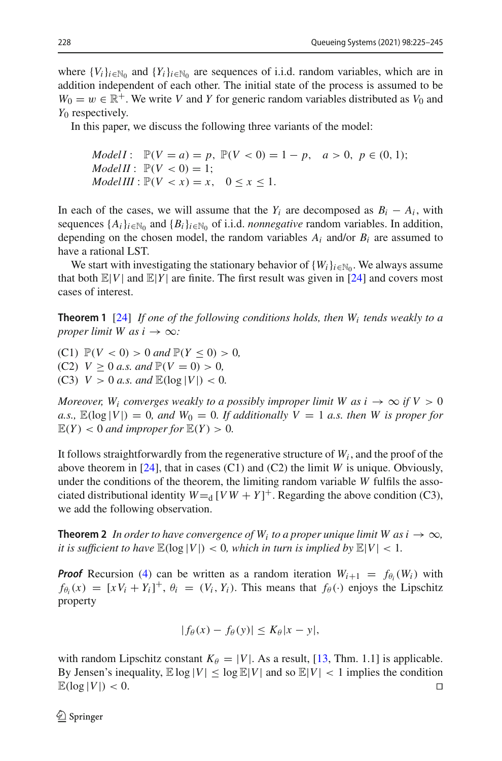where $\{V_i\}_{i\in\mathbb{N}_0}$ and $\{Y_i\}_{i\in\mathbb{N}_0}$ are sequences of i.i.d. random variables, which are in addition independent of each other. The initial state of the process is assumed to be $W_0 = w \in \mathbb{R}^+$. We write $V$ and $Y$ for generic random variables distributed as $V_0$ and $Y_0$ respectively.

In this paper, we discuss the following three variants of the model:

$$
\begin{aligned}
&\textit{Model I}: \quad \mathbb{P}(V = a) = p,\ \mathbb{P}(V < 0) = 1 - p, \quad a > 0,\ p \in (0, 1);\\
&\textit{Model II}: \ \mathbb{P}(V < 0) = 1;\\
&\textit{Model III}: \mathbb{P}(V < x) = x, \quad 0 \le x \le 1.
\end{aligned}
$$

In each of the cases, we will assume that the $Y_i$ are decomposed as $B_i - A_i$, with sequences $\{A_i\}_{i\in\mathbb{N}_0}$ and $\{B_i\}_{i\in\mathbb{N}_0}$ of i.i.d. *nonnegative* random variables. In addition, depending on the chosen model, the random variables $A_i$ and/or $B_i$ are assumed to have a rational LST.

We start with investigating the stationary behavior of $\{W_i\}_{i\in\mathbb{N}_0}$. We always assume that both $\mathbb{E}|V|$ and $\mathbb{E}|Y|$ are finite. The first result was given in [24] and covers most cases of interest.

**Theorem 1** [24] *If one of the following conditions holds, then $W_i$ tends weakly to a proper limit $W$ as $i \to \infty$:*

(C1) $\mathbb{P}(V < 0) > 0$ *and* $\mathbb{P}(Y \le 0) > 0$,
(C2) $V \ge 0$ *a.s. and* $\mathbb{P}(V = 0) > 0$,
(C3) $V > 0$ *a.s. and* $\mathbb{E}(\log|V|) < 0$.

*Moreover, $W_i$ converges weakly to a possibly improper limit $W$ as $i \to \infty$ if $V > 0$ a.s., $\mathbb{E}(\log|V|) = 0$, and $W_0 = 0$. If additionally $V = 1$ a.s. then $W$ is proper for $\mathbb{E}(Y) < 0$ and improper for $\mathbb{E}(Y) > 0$.*

It follows straightforwardly from the regenerative structure of $W_i$, and the proof of the above theorem in [24], that in cases (C1) and (C2) the limit $W$ is unique. Obviously, under the conditions of the theorem, the limiting random variable $W$ fulfils the associated distributional identity $W =_{\mathrm{d}} [VW + Y]^+$. Regarding the above condition (C3), we add the following observation.

**Theorem 2** *In order to have convergence of $W_i$ to a proper unique limit $W$ as $i \to \infty$, it is sufficient to have $\mathbb{E}(\log|V|) < 0$, which in turn is implied by $\mathbb{E}|V| < 1$.*

***Proof*** Recursion (4) can be written as a random iteration $W_{i+1} = f_{\theta_i}(W_i)$ with $f_{\theta_i}(x) = [xV_i + Y_i]^+$, $\theta_i = (V_i, Y_i)$. This means that $f_\theta(\cdot)$ enjoys the Lipschitz property

$$
|f_\theta(x) - f_\theta(y)| \le K_\theta |x - y|,
$$

with random Lipschitz constant $K_\theta = |V|$. As a result, [13, Thm. 1.1] is applicable. By Jensen's inequality, $\mathbb{E}\log|V| \le \log \mathbb{E}|V|$ and so $\mathbb{E}|V| < 1$ implies the condition $\mathbb{E}(\log|V|) < 0$. □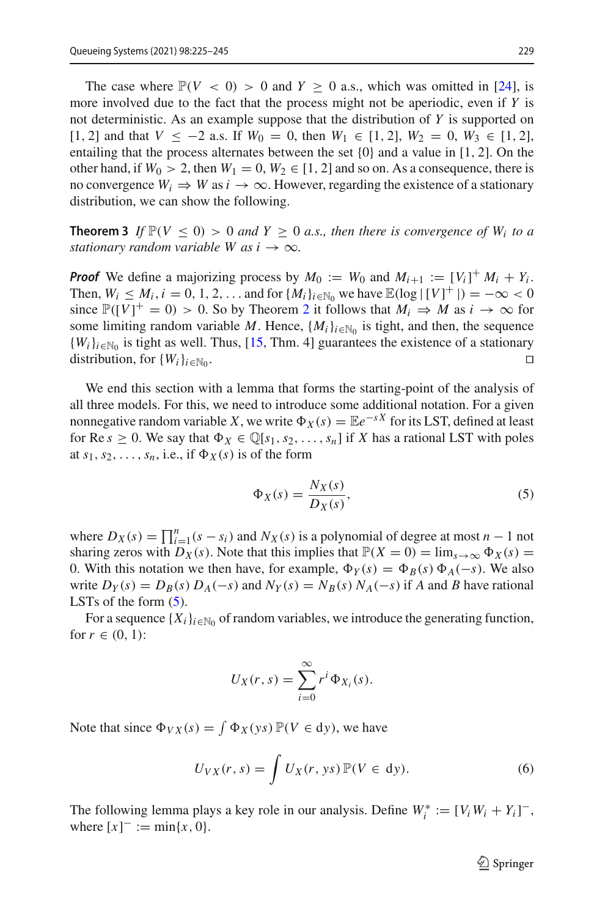The case where $\mathbb{P}(V < 0) > 0$ and $Y \geq 0$ a.s., which was omitted in [24], is more involved due to the fact that the process might not be aperiodic, even if $Y$ is not deterministic. As an example suppose that the distribution of $Y$ is supported on $[1, 2]$ and that $V \leq -2$ a.s. If $W_0 = 0$, then $W_1 \in [1, 2]$, $W_2 = 0$, $W_3 \in [1, 2]$, entailing that the process alternates between the set $\{0\}$ and a value in $[1, 2]$. On the other hand, if $W_0 > 2$, then $W_1 = 0$, $W_2 \in [1, 2]$ and so on. As a consequence, there is no convergence $W_i \Rightarrow W$ as $i \to \infty$. However, regarding the existence of a stationary distribution, we can show the following.

**Theorem 3** *If $\mathbb{P}(V \leq 0) > 0$ and $Y \geq 0$ a.s., then there is convergence of $W_i$ to a stationary random variable $W$ as $i \to \infty$.*

***Proof*** We define a majorizing process by $M_0 := W_0$ and $M_{i+1} := [V_i]^+ M_i + Y_i$. Then, $W_i \leq M_i$, $i = 0, 1, 2, \ldots$ and for $\{M_i\}_{i \in \mathbb{N}_0}$ we have $\mathbb{E}(\log | [V]^+ |) = -\infty < 0$ since $\mathbb{P}([V]^+ = 0) > 0$. So by Theorem 2 it follows that $M_i \Rightarrow M$ as $i \to \infty$ for some limiting random variable $M$. Hence, $\{M_i\}_{i \in \mathbb{N}_0}$ is tight, and then, the sequence $\{W_i\}_{i \in \mathbb{N}_0}$ is tight as well. Thus, [15, Thm. 4] guarantees the existence of a stationary distribution, for $\{W_i\}_{i \in \mathbb{N}_0}$. □

We end this section with a lemma that forms the starting-point of the analysis of all three models. For this, we need to introduce some additional notation. For a given nonnegative random variable $X$, we write $\Phi_X(s) = \mathbb{E}e^{-sX}$ for its LST, defined at least for $\mathrm{Re}\, s \geq 0$. We say that $\Phi_X \in \mathbb{Q}[s_1, s_2, \ldots, s_n]$ if $X$ has a rational LST with poles at $s_1, s_2, \ldots, s_n$, i.e., if $\Phi_X(s)$ is of the form

$$\Phi_X(s) = \frac{N_X(s)}{D_X(s)}, \tag{5}$$

where $D_X(s) = \prod_{i=1}^{n}(s - s_i)$ and $N_X(s)$ is a polynomial of degree at most $n - 1$ not sharing zeros with $D_X(s)$. Note that this implies that $\mathbb{P}(X = 0) = \lim_{s \to \infty} \Phi_X(s) = 0$. With this notation we then have, for example, $\Phi_Y(s) = \Phi_B(s)\, \Phi_A(-s)$. We also write $D_Y(s) = D_B(s)\, D_A(-s)$ and $N_Y(s) = N_B(s)\, N_A(-s)$ if $A$ and $B$ have rational LSTs of the form (5).

For a sequence $\{X_i\}_{i \in \mathbb{N}_0}$ of random variables, we introduce the generating function, for $r \in (0, 1)$:

$$U_X(r, s) = \sum_{i=0}^{\infty} r^i \Phi_{X_i}(s).$$

Note that since $\Phi_{VX}(s) = \int \Phi_X(ys)\, \mathbb{P}(V \in \mathrm{d}y)$, we have

$$U_{VX}(r, s) = \int U_X(r, ys)\, \mathbb{P}(V \in \mathrm{d}y). \tag{6}$$

The following lemma plays a key role in our analysis. Define $W_i^* := [V_i W_i + Y_i]^-$, where $[x]^- := \min\{x, 0\}$.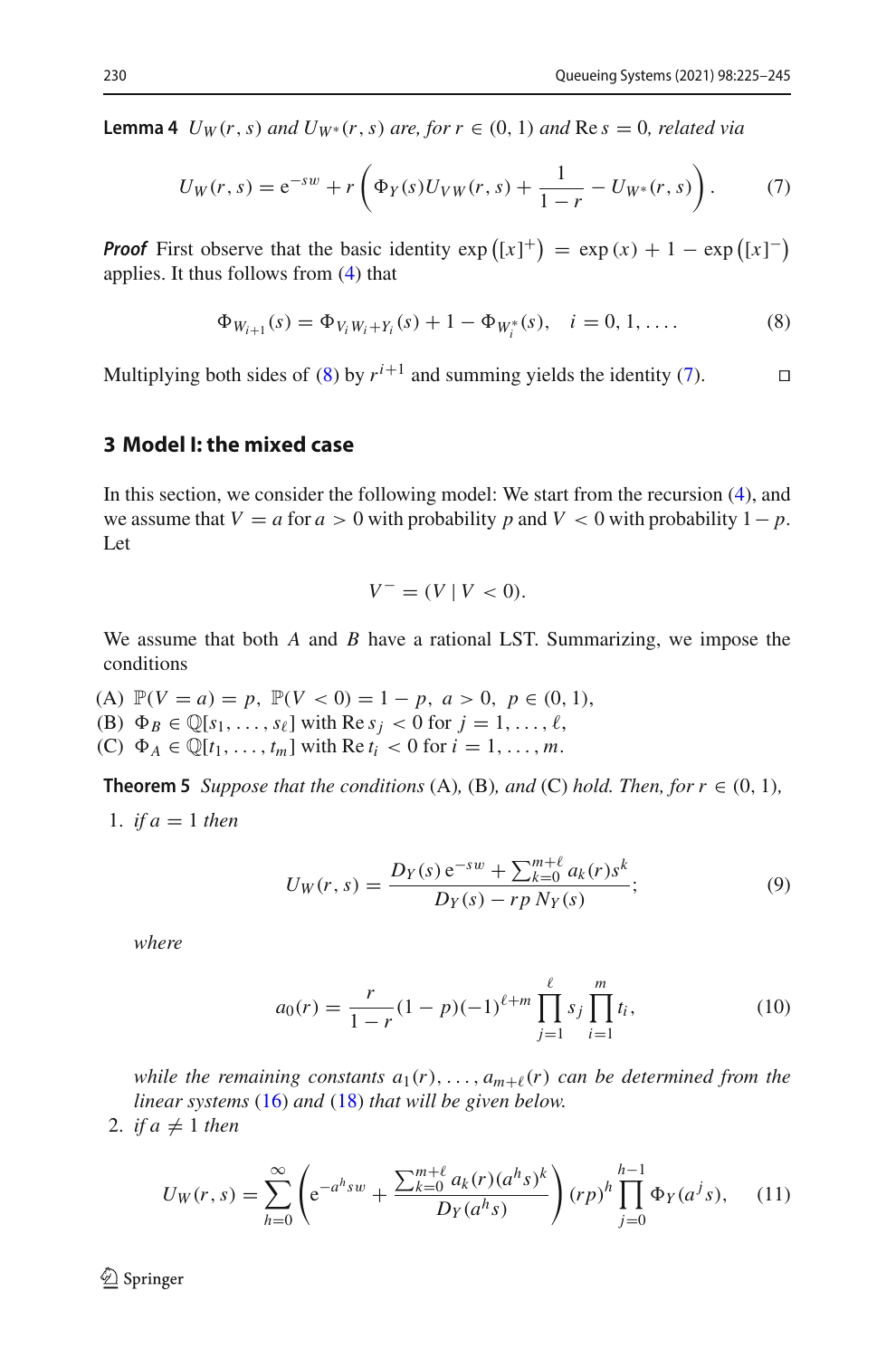**Lemma 4** *$U_W(r,s)$ and $U_{W^*}(r,s)$ are, for $r \in (0,1)$ and $\operatorname{Re} s = 0$, related via*

$$U_W(r,s) = \mathrm{e}^{-sw} + r\left(\Phi_Y(s)U_{VW}(r,s) + \frac{1}{1-r} - U_{W^*}(r,s)\right). \tag{7}$$

***Proof*** First observe that the basic identity $\exp([x]^+) = \exp(x) + 1 - \exp([x]^-)$ applies. It thus follows from (4) that

$$\Phi_{W_{i+1}}(s) = \Phi_{V_i W_i + Y_i}(s) + 1 - \Phi_{W_i^*}(s), \quad i = 0, 1, \ldots. \tag{8}$$

Multiplying both sides of (8) by $r^{i+1}$ and summing yields the identity (7). $\square$

## 3 Model I: the mixed case

In this section, we consider the following model: We start from the recursion (4), and we assume that $V = a$ for $a > 0$ with probability $p$ and $V < 0$ with probability $1-p$. Let

$$V^- = (V \mid V < 0).$$

We assume that both $A$ and $B$ have a rational LST. Summarizing, we impose the conditions

(A) $\mathbb{P}(V = a) = p,\ \mathbb{P}(V < 0) = 1 - p,\ a > 0,\ p \in (0,1)$,
(B) $\Phi_B \in \mathbb{Q}[s_1, \ldots, s_\ell]$ with $\operatorname{Re} s_j < 0$ for $j = 1, \ldots, \ell$,
(C) $\Phi_A \in \mathbb{Q}[t_1, \ldots, t_m]$ with $\operatorname{Re} t_i < 0$ for $i = 1, \ldots, m$.

**Theorem 5** *Suppose that the conditions* (A), (B), *and* (C) *hold. Then, for $r \in (0,1)$,*

1. *if $a = 1$ then*

$$U_W(r,s) = \frac{D_Y(s)\,\mathrm{e}^{-sw} + \sum_{k=0}^{m+\ell} a_k(r)s^k}{D_Y(s) - rp\,N_Y(s)}; \tag{9}$$

*where*

$$a_0(r) = \frac{r}{1-r}(1-p)(-1)^{\ell+m}\prod_{j=1}^{\ell} s_j \prod_{i=1}^{m} t_i, \tag{10}$$

*while the remaining constants $a_1(r), \ldots, a_{m+\ell}(r)$ can be determined from the linear systems* (16) *and* (18) *that will be given below.*

2. *if $a \neq 1$ then*

$$U_W(r,s) = \sum_{h=0}^{\infty}\left(\mathrm{e}^{-a^h sw} + \frac{\sum_{k=0}^{m+\ell} a_k(r)(a^h s)^k}{D_Y(a^h s)}\right)(rp)^h \prod_{j=0}^{h-1}\Phi_Y(a^j s), \tag{11}$$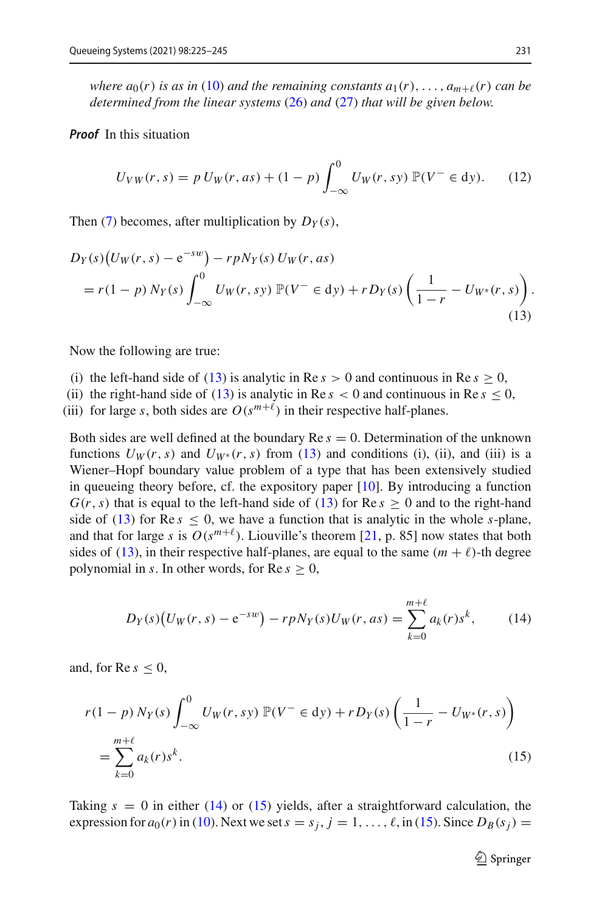*where $a_0(r)$ is as in (10) and the remaining constants $a_1(r), \ldots, a_{m+\ell}(r)$ can be determined from the linear systems (26) and (27) that will be given below.*

***Proof*** In this situation

$$U_{VW}(r,s) = p\, U_W(r, as) + (1-p) \int_{-\infty}^{0} U_W(r, sy)\, \mathbb{P}(V^- \in \mathrm{d}y). \tag{12}$$

Then (7) becomes, after multiplication by $D_Y(s)$,

$$\begin{aligned} &D_Y(s)\big(U_W(r,s) - \mathrm{e}^{-sw}\big) - rpN_Y(s)\, U_W(r, as) \\ &\quad = r(1-p)\, N_Y(s) \int_{-\infty}^{0} U_W(r, sy)\, \mathbb{P}(V^- \in \mathrm{d}y) + r D_Y(s) \left( \frac{1}{1-r} - U_{W^*}(r,s) \right). \end{aligned} \tag{13}$$

Now the following are true:

(i) the left-hand side of (13) is analytic in $\mathrm{Re}\, s > 0$ and continuous in $\mathrm{Re}\, s \geq 0$,
(ii) the right-hand side of (13) is analytic in $\mathrm{Re}\, s < 0$ and continuous in $\mathrm{Re}\, s \leq 0$,
(iii) for large $s$, both sides are $O(s^{m+\ell})$ in their respective half-planes.

Both sides are well defined at the boundary $\mathrm{Re}\, s = 0$. Determination of the unknown functions $U_W(r,s)$ and $U_{W^*}(r,s)$ from (13) and conditions (i), (ii), and (iii) is a Wiener–Hopf boundary value problem of a type that has been extensively studied in queueing theory before, cf. the expository paper [10]. By introducing a function $G(r,s)$ that is equal to the left-hand side of (13) for $\mathrm{Re}\, s \geq 0$ and to the right-hand side of (13) for $\mathrm{Re}\, s \leq 0$, we have a function that is analytic in the whole $s$-plane, and that for large $s$ is $O(s^{m+\ell})$. Liouville's theorem [21, p. 85] now states that both sides of (13), in their respective half-planes, are equal to the same $(m+\ell)$-th degree polynomial in $s$. In other words, for $\mathrm{Re}\, s \geq 0$,

$$D_Y(s)\big(U_W(r,s) - \mathrm{e}^{-sw}\big) - rpN_Y(s) U_W(r, as) = \sum_{k=0}^{m+\ell} a_k(r) s^k, \tag{14}$$

and, for $\mathrm{Re}\, s \leq 0$,

$$\begin{aligned} &r(1-p)\, N_Y(s) \int_{-\infty}^{0} U_W(r, sy)\, \mathbb{P}(V^- \in \mathrm{d}y) + r D_B(s) \left( \frac{1}{1-r} - U_{W^*}(r,s) \right) \\ &\quad = \sum_{k=0}^{m+\ell} a_k(r) s^k. \end{aligned} \tag{15}$$

Taking $s = 0$ in either (14) or (15) yields, after a straightforward calculation, the expression for $a_0(r)$ in (10). Next we set $s = s_j$, $j = 1, \ldots, \ell$, in (15). Since $D_B(s_j) =$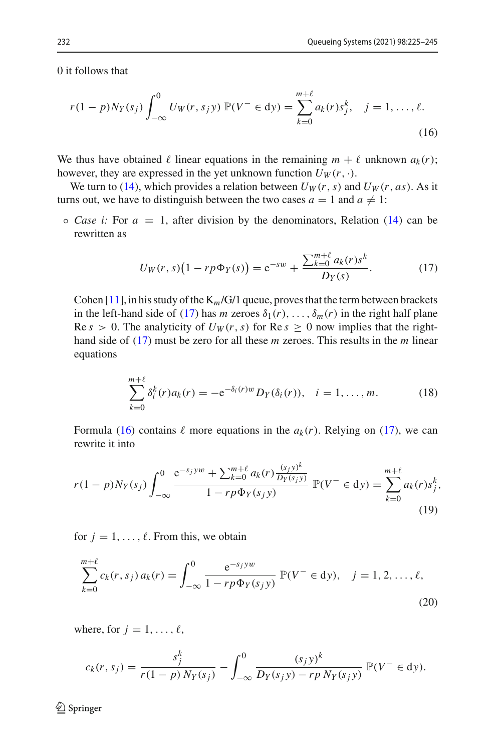0 it follows that

$$r(1-p)N_Y(s_j)\int_{-\infty}^{0} U_W(r,s_j y)\,\mathbb{P}(V^- \in \mathrm{d}y) = \sum_{k=0}^{m+\ell} a_k(r)s_j^k, \quad j=1,\ldots,\ell. \tag{16}$$

We thus have obtained $\ell$ linear equations in the remaining $m+\ell$ unknown $a_k(r)$; however, they are expressed in the yet unknown function $U_W(r,\cdot)$.

We turn to (14), which provides a relation between $U_W(r,s)$ and $U_W(r,as)$. As it turns out, we have to distinguish between the two cases $a=1$ and $a\neq 1$:

- *Case i:* For $a=1$, after division by the denominators, Relation (14) can be rewritten as

$$U_W(r,s)\big(1-rp\Phi_Y(s)\big) = \mathrm{e}^{-sw} + \frac{\sum_{k=0}^{m+\ell} a_k(r)s^k}{D_Y(s)}. \tag{17}$$

Cohen [11], in his study of the $K_m$/G/1 queue, proves that the term between brackets in the left-hand side of (17) has $m$ zeroes $\delta_1(r),\ldots,\delta_m(r)$ in the right half plane $\mathrm{Re}\, s>0$. The analyticity of $U_W(r,s)$ for $\mathrm{Re}\, s\geq 0$ now implies that the right-hand side of (17) must be zero for all these $m$ zeroes. This results in the $m$ linear equations

$$\sum_{k=0}^{m+\ell} \delta_i^k(r)a_k(r) = -\mathrm{e}^{-\delta_i(r)w}D_Y(\delta_i(r)), \quad i=1,\ldots,m. \tag{18}$$

Formula (16) contains $\ell$ more equations in the $a_k(r)$. Relying on (17), we can rewrite it into

$$r(1-p)N_Y(s_j)\int_{-\infty}^{0} \frac{\mathrm{e}^{-s_j y w} + \sum_{k=0}^{m+\ell} a_k(r)\frac{(s_j y)^k}{D_Y(s_j y)}}{1-rp\Phi_Y(s_j y)}\,\mathbb{P}(V^-\in \mathrm{d}y) = \sum_{k=0}^{m+\ell} a_k(r)s_j^k, \tag{19}$$

for $j=1,\ldots,\ell$. From this, we obtain

$$\sum_{k=0}^{m+\ell} c_k(r,s_j)\,a_k(r) = \int_{-\infty}^{0} \frac{\mathrm{e}^{-s_j y w}}{1-rp\Phi_Y(s_j y)}\,\mathbb{P}(V^-\in\mathrm{d}y), \quad j=1,2,\ldots,\ell, \tag{20}$$

where, for $j=1,\ldots,\ell$,

$$c_k(r,s_j) = \frac{s_j^k}{r(1-p)\,N_Y(s_j)} - \int_{-\infty}^{0} \frac{(s_j y)^k}{D_Y(s_j y) - rp\,N_Y(s_j y)}\,\mathbb{P}(V^-\in\mathrm{d}y).$$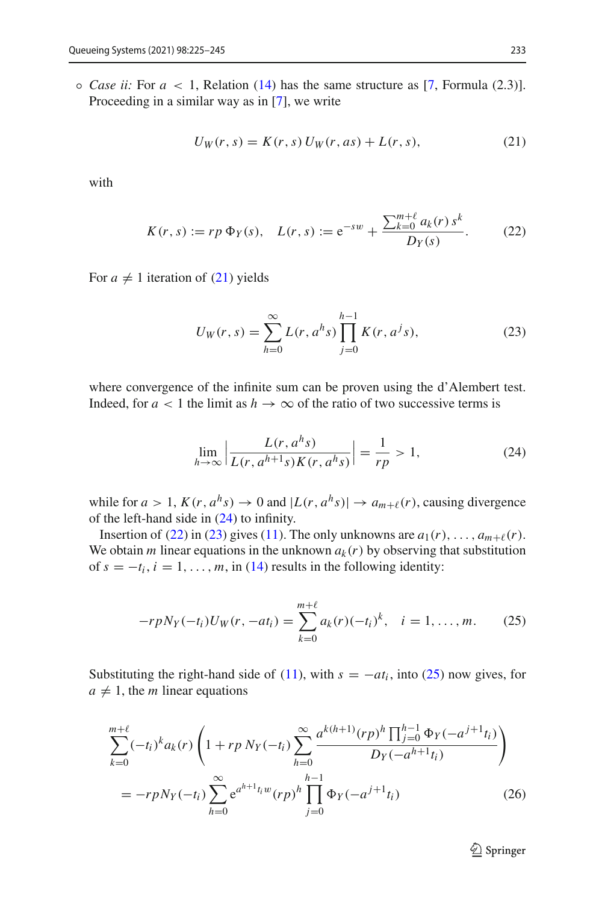∘ *Case ii:* For $a < 1$, Relation (14) has the same structure as [7, Formula (2.3)]. Proceeding in a similar way as in [7], we write

$$U_W(r,s) = K(r,s)\, U_W(r,as) + L(r,s), \tag{21}$$

with

$$K(r,s) := rp\,\Phi_Y(s), \quad L(r,s) := \mathrm{e}^{-sw} + \frac{\sum_{k=0}^{m+\ell} a_k(r)\, s^k}{D_Y(s)}. \tag{22}$$

For $a \neq 1$ iteration of (21) yields

$$U_W(r,s) = \sum_{h=0}^{\infty} L(r, a^h s) \prod_{j=0}^{h-1} K(r, a^j s), \tag{23}$$

where convergence of the infinite sum can be proven using the d'Alembert test. Indeed, for $a < 1$ the limit as $h \to \infty$ of the ratio of two successive terms is

$$\lim_{h\to\infty} \left| \frac{L(r, a^h s)}{L(r, a^{h+1}s) K(r, a^h s)} \right| = \frac{1}{rp} > 1, \tag{24}$$

while for $a > 1$, $K(r, a^h s) \to 0$ and $|L(r, a^h s)| \to a_{m+\ell}(r)$, causing divergence of the left-hand side in (24) to infinity.

Insertion of (22) in (23) gives (11). The only unknowns are $a_1(r), \ldots, a_{m+\ell}(r)$. We obtain $m$ linear equations in the unknown $a_k(r)$ by observing that substitution of $s = -t_i$, $i = 1, \ldots, m$, in (14) results in the following identity:

$$-rpN_Y(-t_i)U_W(r, -at_i) = \sum_{k=0}^{m+\ell} a_k(r)(-t_i)^k, \quad i = 1, \ldots, m. \tag{25}$$

Substituting the right-hand side of (11), with $s = -at_i$, into (25) now gives, for $a \neq 1$, the $m$ linear equations

$$\begin{aligned}
&\sum_{k=0}^{m+\ell} (-t_i)^k a_k(r) \left( 1 + rp\, N_Y(-t_i) \sum_{h=0}^{\infty} \frac{a^{k(h+1)} (rp)^h \prod_{j=0}^{h-1} \Phi_Y(-a^{j+1} t_i)}{D_Y(-a^{h+1} t_i)} \right) \\
&\quad = -rpN_Y(-t_i) \sum_{h=0}^{\infty} \mathrm{e}^{a^{h+1} t_i w} (rp)^h \prod_{j=0}^{h-1} \Phi_Y(-a^{j+1} t_i)
\end{aligned} \tag{26}$$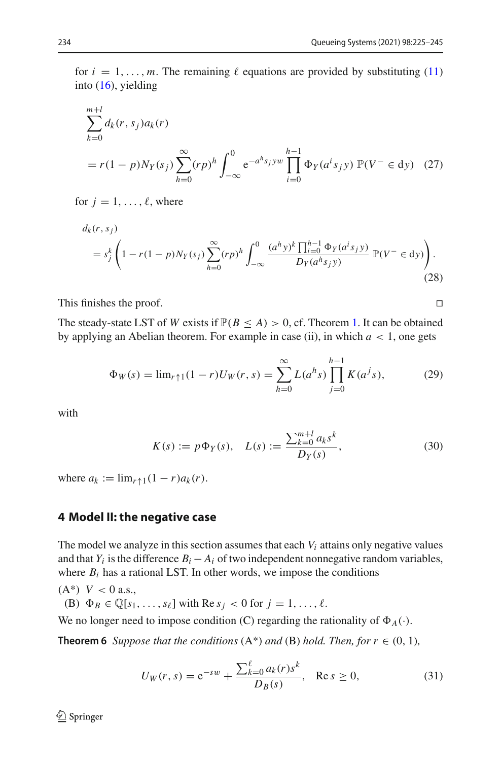for $i = 1, \ldots, m$. The remaining $\ell$ equations are provided by substituting (11) into (16), yielding

$$
\begin{aligned}
&\sum_{k=0}^{m+l} d_k(r, s_j) a_k(r) \\
&= r(1-p) N_Y(s_j) \sum_{h=0}^{\infty} (rp)^h \int_{-\infty}^{0} \mathrm{e}^{-a^h s_j y w} \prod_{i=0}^{h-1} \Phi_Y(a^i s_j y)\, \mathbb{P}(V^- \in \mathrm{d}y) \quad (27)
\end{aligned}
$$

for $j = 1, \ldots, \ell$, where

$$
\begin{aligned}
&d_k(r, s_j) \\
&= s_j^k \left( 1 - r(1-p) N_Y(s_j) \sum_{h=0}^{\infty} (rp)^h \int_{-\infty}^{0} \frac{(a^h y)^k \prod_{i=0}^{h-1} \Phi_Y(a^i s_j y)}{D_Y(a^h s_j y)}\, \mathbb{P}(V^- \in \mathrm{d}y) \right). \quad (28)
\end{aligned}
$$

This finishes the proof. □

The steady-state LST of $W$ exists if $\mathbb{P}(B \leq A) > 0$, cf. Theorem 1. It can be obtained by applying an Abelian theorem. For example in case (ii), in which $a < 1$, one gets

$$
\Phi_W(s) = \lim_{r \uparrow 1} (1-r) U_W(r, s) = \sum_{h=0}^{\infty} L(a^h s) \prod_{j=0}^{h-1} K(a^j s), \quad (29)
$$

with

$$
K(s) := p \Phi_Y(s), \quad L(s) := \frac{\sum_{k=0}^{m+l} a_k s^k}{D_Y(s)}, \quad (30)
$$

where $a_k := \lim_{r \uparrow 1} (1-r) a_k(r)$.

## 4 Model II: the negative case

The model we analyze in this section assumes that each $V_i$ attains only negative values and that $Y_i$ is the difference $B_i - A_i$ of two independent nonnegative random variables, where $B_i$ has a rational LST. In other words, we impose the conditions

(A*) $V < 0$ a.s.,
(B) $\Phi_B \in \mathbb{Q}[s_1, \ldots, s_\ell]$ with $\mathrm{Re}\, s_j < 0$ for $j = 1, \ldots, \ell$.

We no longer need to impose condition (C) regarding the rationality of $\Phi_A(\cdot)$.

**Theorem 6** *Suppose that the conditions* (A*) *and* (B) *hold. Then, for* $r \in (0, 1)$,

$$
U_W(r, s) = \mathrm{e}^{-sw} + \frac{\sum_{k=0}^{\ell} a_k(r) s^k}{D_B(s)}, \quad \mathrm{Re}\, s \geq 0, \quad (31)
$$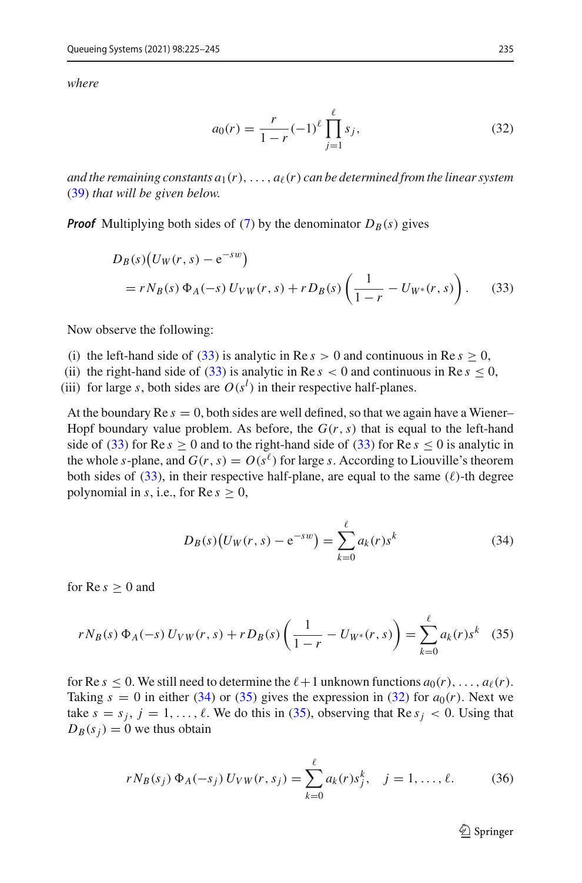*where*

$$a_0(r) = \frac{r}{1-r}(-1)^\ell \prod_{j=1}^{\ell} s_j, \tag{32}$$

*and the remaining constants $a_1(r), \ldots, a_\ell(r)$ can be determined from the linear system (39) that will be given below.*

***Proof*** Multiplying both sides of (7) by the denominator $D_B(s)$ gives

$$\begin{aligned} &D_B(s)\big(U_W(r,s) - \mathrm{e}^{-sw}\big) \\ &\quad = r N_B(s)\, \Phi_A(-s)\, U_{VW}(r,s) + r D_B(s) \left( \frac{1}{1-r} - U_{W^*}(r,s) \right). \end{aligned} \tag{33}$$

Now observe the following:

(i) the left-hand side of (33) is analytic in $\mathrm{Re}\, s > 0$ and continuous in $\mathrm{Re}\, s \geq 0$,
(ii) the right-hand side of (33) is analytic in $\mathrm{Re}\, s < 0$ and continuous in $\mathrm{Re}\, s \leq 0$,
(iii) for large $s$, both sides are $O(s^l)$ in their respective half-planes.

At the boundary $\mathrm{Re}\, s = 0$, both sides are well defined, so that we again have a Wiener–Hopf boundary value problem. As before, the $G(r,s)$ that is equal to the left-hand side of (33) for $\mathrm{Re}\, s \geq 0$ and to the right-hand side of (33) for $\mathrm{Re}\, s \leq 0$ is analytic in the whole $s$-plane, and $G(r,s) = O(s^\ell)$ for large $s$. According to Liouville's theorem both sides of (33), in their respective half-plane, are equal to the same ($\ell$)-th degree polynomial in $s$, i.e., for $\mathrm{Re}\, s \geq 0$,

$$D_B(s)\big(U_W(r,s) - \mathrm{e}^{-sw}\big) = \sum_{k=0}^{\ell} a_k(r) s^k \tag{34}$$

for $\mathrm{Re}\, s \geq 0$ and

$$r N_B(s)\, \Phi_A(-s)\, U_{VW}(r,s) + r D_B(s) \left( \frac{1}{1-r} - U_{W^*}(r,s) \right) = \sum_{k=0}^{\ell} a_k(r) s^k \tag{35}$$

for $\mathrm{Re}\, s \leq 0$. We still need to determine the $\ell+1$ unknown functions $a_0(r), \ldots, a_\ell(r)$. Taking $s = 0$ in either (34) or (35) gives the expression in (32) for $a_0(r)$. Next we take $s = s_j$, $j = 1, \ldots, \ell$. We do this in (35), observing that $\mathrm{Re}\, s_j < 0$. Using that $D_B(s_j) = 0$ we thus obtain

$$r N_B(s_j)\, \Phi_A(-s_j)\, U_{VW}(r, s_j) = \sum_{k=0}^{\ell} a_k(r) s_j^k, \quad j = 1, \ldots, \ell. \tag{36}$$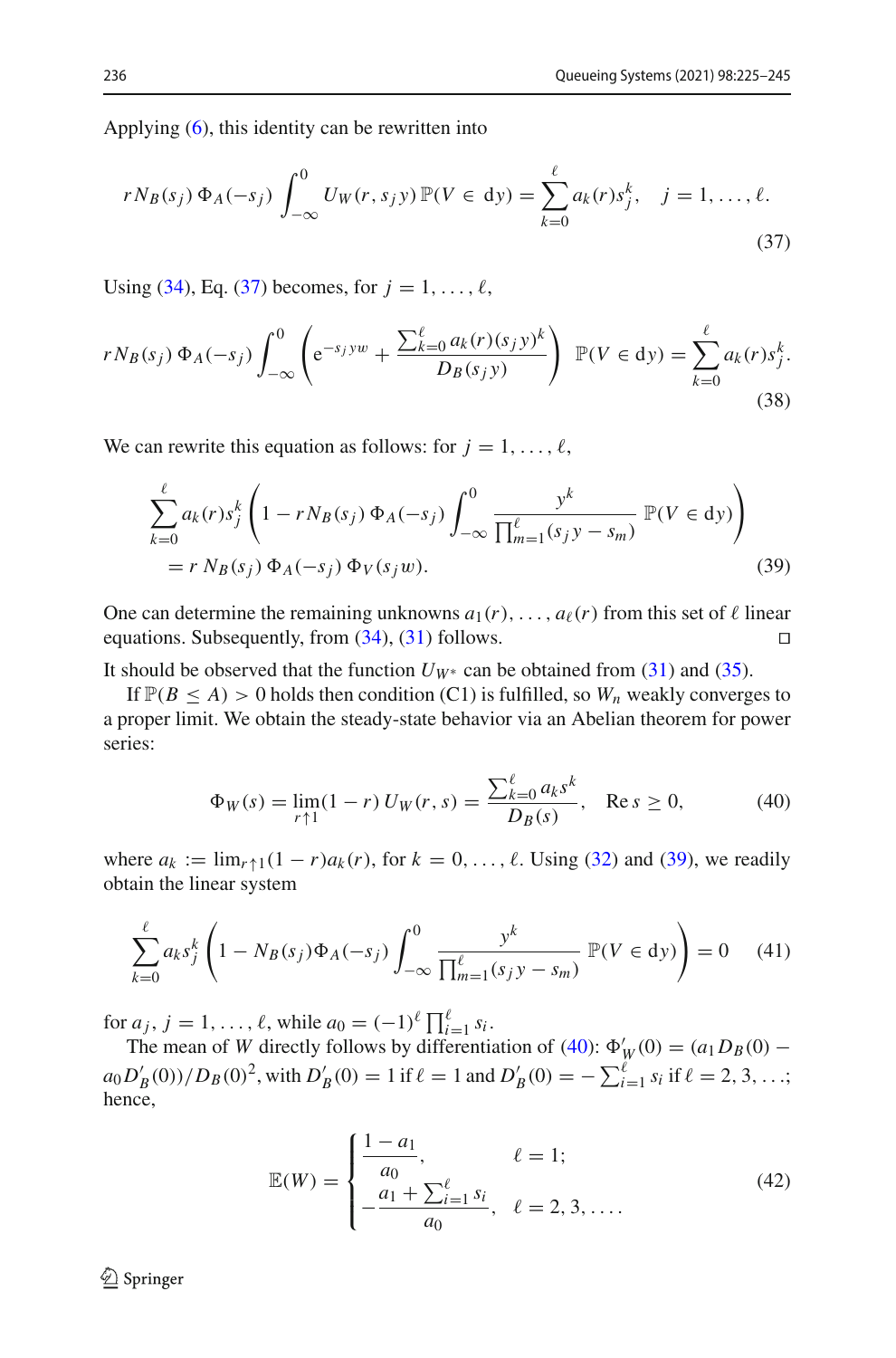Applying (6), this identity can be rewritten into

$$r N_B(s_j)\, \Phi_A(-s_j) \int_{-\infty}^{0} U_W(r, s_j y)\, \mathbb{P}(V \in \mathrm{d}y) = \sum_{k=0}^{\ell} a_k(r) s_j^k, \quad j = 1, \ldots, \ell. \tag{37}$$

Using (34), Eq. (37) becomes, for $j = 1, \ldots, \ell$,

$$r N_B(s_j)\, \Phi_A(-s_j) \int_{-\infty}^{0} \left( \mathrm{e}^{-s_j y w} + \frac{\sum_{k=0}^{\ell} a_k(r)(s_j y)^k}{D_B(s_j y)} \right) \mathbb{P}(V \in \mathrm{d}y) = \sum_{k=0}^{\ell} a_k(r) s_j^k. \tag{38}$$

We can rewrite this equation as follows: for $j = 1, \ldots, \ell$,

$$\begin{aligned} &\sum_{k=0}^{\ell} a_k(r) s_j^k \left( 1 - r N_B(s_j)\, \Phi_A(-s_j) \int_{-\infty}^{0} \frac{y^k}{\prod_{m=1}^{\ell}(s_j y - s_m)}\, \mathbb{P}(V \in \mathrm{d}y) \right) \\ &\quad = r\, N_B(s_j)\, \Phi_A(-s_j)\, \Phi_V(s_j w). \end{aligned} \tag{39}$$

One can determine the remaining unknowns $a_1(r), \ldots, a_\ell(r)$ from this set of $\ell$ linear equations. Subsequently, from (34), (31) follows. $\square$

It should be observed that the function $U_{W^*}$ can be obtained from (31) and (35).

If $\mathbb{P}(B \leq A) > 0$ holds then condition (C1) is fulfilled, so $W_n$ weakly converges to a proper limit. We obtain the steady-state behavior via an Abelian theorem for power series:

$$\Phi_W(s) = \lim_{r \uparrow 1} (1 - r)\, U_W(r, s) = \frac{\sum_{k=0}^{\ell} a_k s^k}{D_B(s)}, \quad \mathrm{Re}\, s \geq 0, \tag{40}$$

where $a_k := \lim_{r \uparrow 1}(1 - r) a_k(r)$, for $k = 0, \ldots, \ell$. Using (32) and (39), we readily obtain the linear system

$$\sum_{k=0}^{\ell} a_k s_j^k \left( 1 - N_B(s_j) \Phi_A(-s_j) \int_{-\infty}^{0} \frac{y^k}{\prod_{m=1}^{\ell}(s_j y - s_m)}\, \mathbb{P}(V \in \mathrm{d}y) \right) = 0 \tag{41}$$

for $a_j$, $j = 1, \ldots, \ell$, while $a_0 = (-1)^\ell \prod_{i=1}^{\ell} s_i$.

The mean of $W$ directly follows by differentiation of (40): $\Phi_W'(0) = (a_1 D_B(0) - a_0 D_B'(0))/D_B(0)^2$, with $D_B'(0) = 1$ if $\ell = 1$ and $D_B'(0) = -\sum_{i=1}^{\ell} s_i$ if $\ell = 2, 3, \ldots$; hence,

$$\mathbb{E}(W) = \begin{cases} \dfrac{1 - a_1}{a_0}, & \ell = 1; \\[2ex] -\dfrac{a_1 + \sum_{i=1}^{\ell} s_i}{a_0}, & \ell = 2, 3, \ldots. \end{cases} \tag{42}$$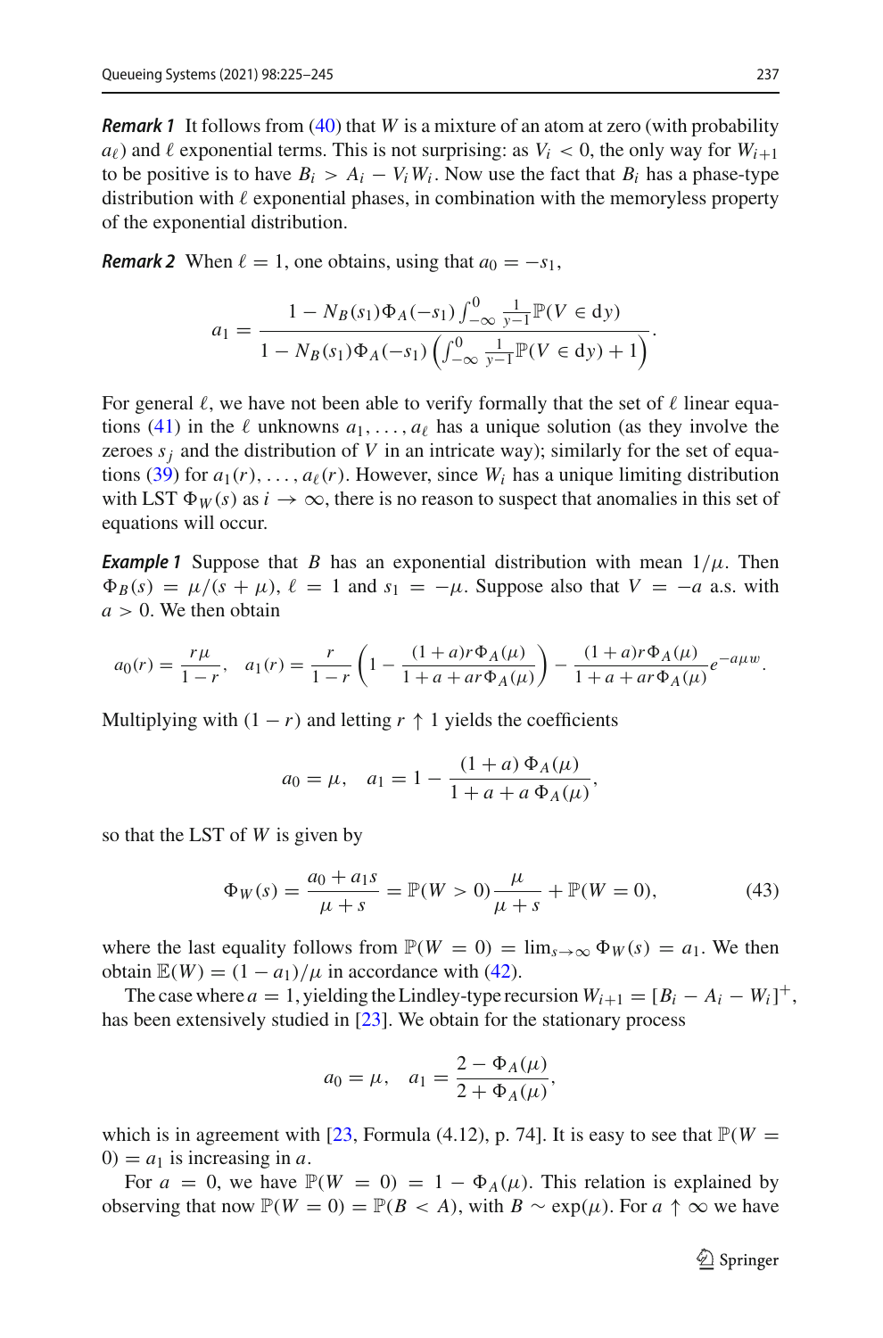***Remark 1*** It follows from (40) that $W$ is a mixture of an atom at zero (with probability $a_\ell$) and $\ell$ exponential terms. This is not surprising: as $V_i < 0$, the only way for $W_{i+1}$ to be positive is to have $B_i > A_i - V_i W_i$. Now use the fact that $B_i$ has a phase-type distribution with $\ell$ exponential phases, in combination with the memoryless property of the exponential distribution.

***Remark 2*** When $\ell = 1$, one obtains, using that $a_0 = -s_1$,

$$a_1 = \frac{1 - N_B(s_1)\Phi_A(-s_1)\int_{-\infty}^{0} \frac{1}{y-1}\mathbb{P}(V \in \mathrm{d}y)}{1 - N_B(s_1)\Phi_A(-s_1)\left(\int_{-\infty}^{0} \frac{1}{y-1}\mathbb{P}(V \in \mathrm{d}y) + 1\right)}.$$

For general $\ell$, we have not been able to verify formally that the set of $\ell$ linear equations (41) in the $\ell$ unknowns $a_1, \ldots, a_\ell$ has a unique solution (as they involve the zeroes $s_j$ and the distribution of $V$ in an intricate way); similarly for the set of equations (39) for $a_1(r), \ldots, a_\ell(r)$. However, since $W_i$ has a unique limiting distribution with LST $\Phi_W(s)$ as $i \to \infty$, there is no reason to suspect that anomalies in this set of equations will occur.

***Example 1*** Suppose that $B$ has an exponential distribution with mean $1/\mu$. Then $\Phi_B(s) = \mu/(s+\mu)$, $\ell = 1$ and $s_1 = -\mu$. Suppose also that $V = -a$ a.s. with $a > 0$. We then obtain

$$a_0(r) = \frac{r\mu}{1-r}, \quad a_1(r) = \frac{r}{1-r}\left(1 - \frac{(1+a)r\Phi_A(\mu)}{1+a+ar\Phi_A(\mu)}\right) - \frac{(1+a)r\Phi_A(\mu)}{1+a+ar\Phi_A(\mu)}e^{-a\mu w}.$$

Multiplying with $(1-r)$ and letting $r \uparrow 1$ yields the coefficients

$$a_0 = \mu, \quad a_1 = 1 - \frac{(1+a)\,\Phi_A(\mu)}{1+a+a\,\Phi_A(\mu)},$$

so that the LST of $W$ is given by

$$\Phi_W(s) = \frac{a_0 + a_1 s}{\mu + s} = \mathbb{P}(W > 0)\frac{\mu}{\mu+s} + \mathbb{P}(W = 0), \tag{43}$$

where the last equality follows from $\mathbb{P}(W = 0) = \lim_{s\to\infty}\Phi_W(s) = a_1$. We then obtain $\mathbb{E}(W) = (1-a_1)/\mu$ in accordance with (42).

The case where $a = 1$, yielding the Lindley-type recursion $W_{i+1} = [B_i - A_i - W_i]^+$, has been extensively studied in [23]. We obtain for the stationary process

$$a_0 = \mu, \quad a_1 = \frac{2 - \Phi_A(\mu)}{2 + \Phi_A(\mu)},$$

which is in agreement with [23, Formula (4.12), p. 74]. It is easy to see that $\mathbb{P}(W = 0) = a_1$ is increasing in $a$.

For $a = 0$, we have $\mathbb{P}(W = 0) = 1 - \Phi_A(\mu)$. This relation is explained by observing that now $\mathbb{P}(W = 0) = \mathbb{P}(B < A)$, with $B \sim \exp(\mu)$. For $a \uparrow \infty$ we have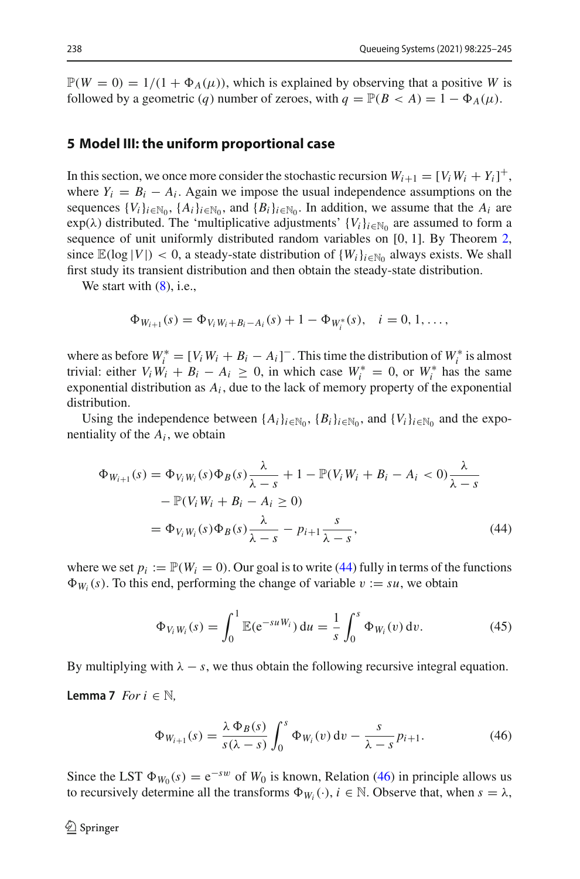$\mathbb{P}(W = 0) = 1/(1 + \Phi_A(\mu))$, which is explained by observing that a positive $W$ is followed by a geometric $(q)$ number of zeroes, with $q = \mathbb{P}(B < A) = 1 - \Phi_A(\mu)$.

## 5 Model III: the uniform proportional case

In this section, we once more consider the stochastic recursion $W_{i+1} = [V_i W_i + Y_i]^+$, where $Y_i = B_i - A_i$. Again we impose the usual independence assumptions on the sequences $\{V_i\}_{i\in\mathbb{N}_0}$, $\{A_i\}_{i\in\mathbb{N}_0}$, and $\{B_i\}_{i\in\mathbb{N}_0}$. In addition, we assume that the $A_i$ are $\exp(\lambda)$ distributed. The 'multiplicative adjustments' $\{V_i\}_{i\in\mathbb{N}_0}$ are assumed to form a sequence of unit uniformly distributed random variables on $[0, 1]$. By Theorem 2, since $\mathbb{E}(\log|V|) < 0$, a steady-state distribution of $\{W_i\}_{i\in\mathbb{N}_0}$ always exists. We shall first study its transient distribution and then obtain the steady-state distribution.

We start with (8), i.e.,

$$\Phi_{W_{i+1}}(s) = \Phi_{V_i W_i + B_i - A_i}(s) + 1 - \Phi_{W_i^*}(s), \quad i = 0, 1, \ldots,$$

where as before $W_i^* = [V_i W_i + B_i - A_i]^-$. This time the distribution of $W_i^*$ is almost trivial: either $V_i W_i + B_i - A_i \geq 0$, in which case $W_i^* = 0$, or $W_i^*$ has the same exponential distribution as $A_i$, due to the lack of memory property of the exponential distribution.

Using the independence between $\{A_i\}_{i\in\mathbb{N}_0}$, $\{B_i\}_{i\in\mathbb{N}_0}$, and $\{V_i\}_{i\in\mathbb{N}_0}$ and the exponentiality of the $A_i$, we obtain

$$\begin{aligned}
\Phi_{W_{i+1}}(s) &= \Phi_{V_i W_i}(s)\Phi_B(s)\frac{\lambda}{\lambda - s} + 1 - \mathbb{P}(V_i W_i + B_i - A_i < 0)\frac{\lambda}{\lambda - s} \\
&\quad - \mathbb{P}(V_i W_i + B_i - A_i \geq 0) \\
&= \Phi_{V_i W_i}(s)\Phi_B(s)\frac{\lambda}{\lambda - s} - p_{i+1}\frac{s}{\lambda - s},
\end{aligned} \tag{44}$$

where we set $p_i := \mathbb{P}(W_i = 0)$. Our goal is to write (44) fully in terms of the functions $\Phi_{W_i}(s)$. To this end, performing the change of variable $v := su$, we obtain

$$\Phi_{V_i W_i}(s) = \int_0^1 \mathbb{E}(\mathrm{e}^{-suW_i})\,\mathrm{d}u = \frac{1}{s}\int_0^s \Phi_{W_i}(v)\,\mathrm{d}v. \tag{45}$$

By multiplying with $\lambda - s$, we thus obtain the following recursive integral equation.

**Lemma 7** *For* $i \in \mathbb{N}$,

$$\Phi_{W_{i+1}}(s) = \frac{\lambda\,\Phi_B(s)}{s(\lambda - s)}\int_0^s \Phi_{W_i}(v)\,\mathrm{d}v - \frac{s}{\lambda - s}p_{i+1}. \tag{46}$$

Since the LST $\Phi_{W_0}(s) = \mathrm{e}^{-sw}$ of $W_0$ is known, Relation (46) in principle allows us to recursively determine all the transforms $\Phi_{W_i}(\cdot)$, $i \in \mathbb{N}$. Observe that, when $s = \lambda$,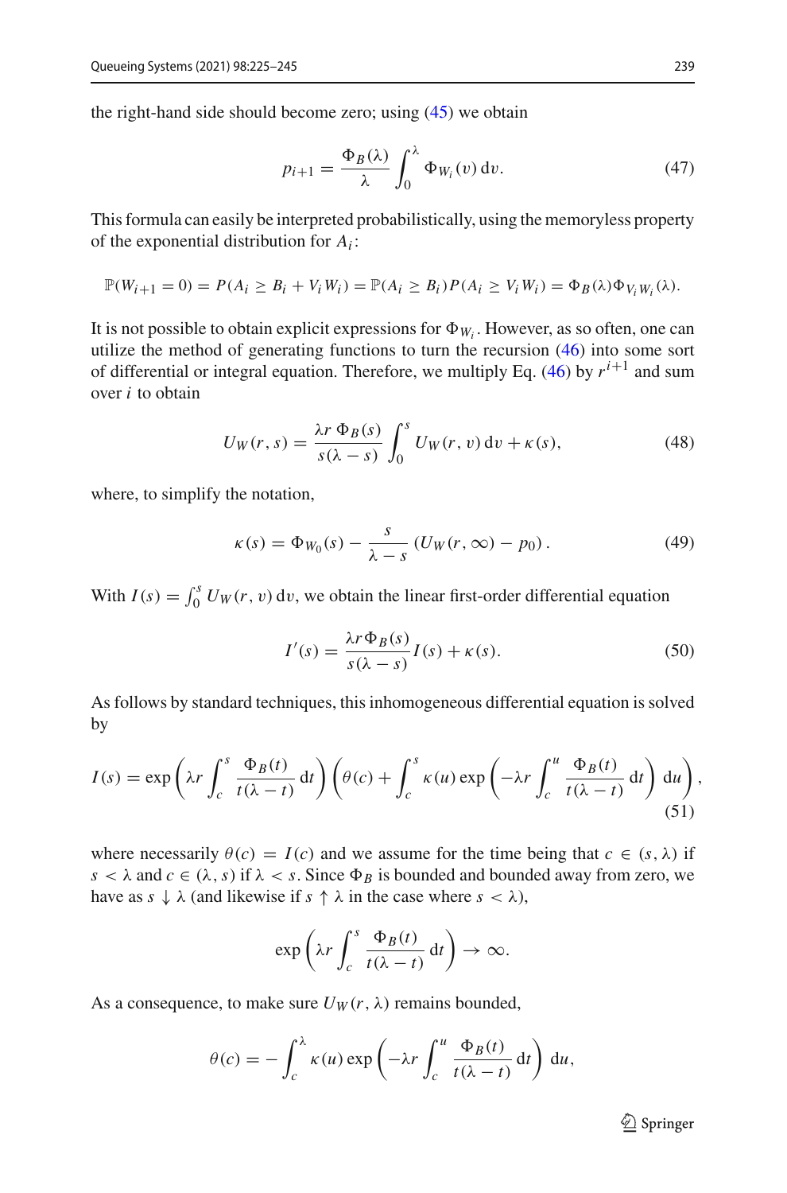the right-hand side should become zero; using (45) we obtain

$$p_{i+1} = \frac{\Phi_B(\lambda)}{\lambda} \int_0^\lambda \Phi_{W_i}(v)\,\mathrm{d}v. \tag{47}$$

This formula can easily be interpreted probabilistically, using the memoryless property of the exponential distribution for $A_i$:

$$\mathbb{P}(W_{i+1} = 0) = P(A_i \geq B_i + V_i W_i) = \mathbb{P}(A_i \geq B_i) P(A_i \geq V_i W_i) = \Phi_B(\lambda)\Phi_{V_i W_i}(\lambda).$$

It is not possible to obtain explicit expressions for $\Phi_{W_i}$. However, as so often, one can utilize the method of generating functions to turn the recursion (46) into some sort of differential or integral equation. Therefore, we multiply Eq. (46) by $r^{i+1}$ and sum over $i$ to obtain

$$U_W(r,s) = \frac{\lambda r\, \Phi_B(s)}{s(\lambda - s)} \int_0^s U_W(r,v)\,\mathrm{d}v + \kappa(s), \tag{48}$$

where, to simplify the notation,

$$\kappa(s) = \Phi_{W_0}(s) - \frac{s}{\lambda - s}\left(U_W(r,\infty) - p_0\right). \tag{49}$$

With $I(s) = \int_0^s U_W(r,v)\,\mathrm{d}v$, we obtain the linear first-order differential equation

$$I'(s) = \frac{\lambda r \Phi_B(s)}{s(\lambda - s)} I(s) + \kappa(s). \tag{50}$$

As follows by standard techniques, this inhomogeneous differential equation is solved by

$$I(s) = \exp\left(\lambda r \int_c^s \frac{\Phi_B(t)}{t(\lambda - t)}\,\mathrm{d}t\right)\left(\theta(c) + \int_c^s \kappa(u)\exp\left(-\lambda r \int_c^u \frac{\Phi_B(t)}{t(\lambda - t)}\,\mathrm{d}t\right)\mathrm{d}u\right), \tag{51}$$

where necessarily $\theta(c) = I(c)$ and we assume for the time being that $c \in (s, \lambda)$ if $s < \lambda$ and $c \in (\lambda, s)$ if $\lambda < s$. Since $\Phi_B$ is bounded and bounded away from zero, we have as $s \downarrow \lambda$ (and likewise if $s \uparrow \lambda$ in the case where $s < \lambda$),

$$\exp\left(\lambda r \int_c^s \frac{\Phi_B(t)}{t(\lambda - t)}\,\mathrm{d}t\right) \to \infty.$$

As a consequence, to make sure $U_W(r, \lambda)$ remains bounded,

$$\theta(c) = -\int_c^\lambda \kappa(u)\exp\left(-\lambda r \int_c^u \frac{\Phi_B(t)}{t(\lambda - t)}\,\mathrm{d}t\right)\mathrm{d}u,$$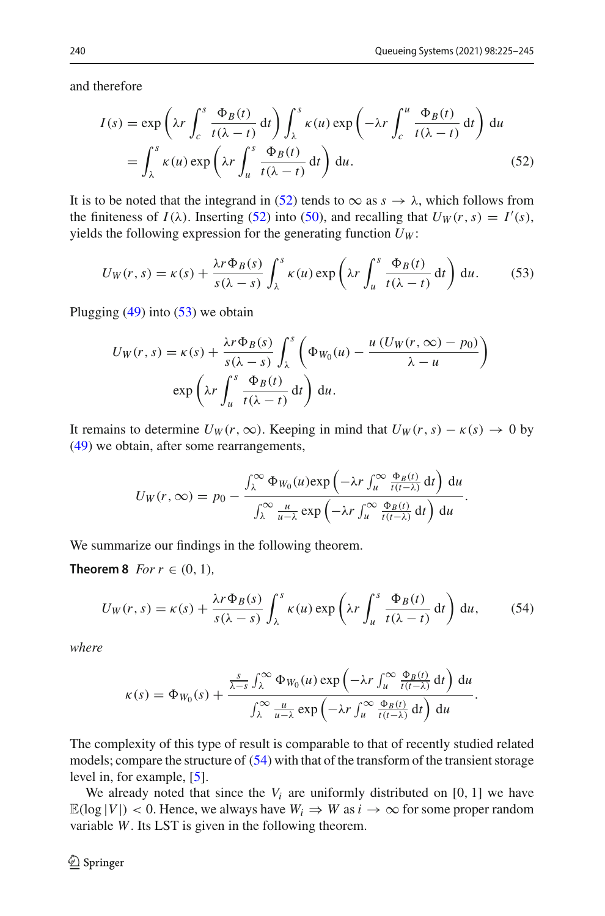and therefore

$$
\begin{aligned}
I(s) &= \exp\left(\lambda r \int_c^s \frac{\Phi_B(t)}{t(\lambda - t)}\,\mathrm{d}t\right) \int_\lambda^s \kappa(u) \exp\left(-\lambda r \int_c^u \frac{\Phi_B(t)}{t(\lambda - t)}\,\mathrm{d}t\right)\,\mathrm{d}u \\
&= \int_\lambda^s \kappa(u) \exp\left(\lambda r \int_u^s \frac{\Phi_B(t)}{t(\lambda - t)}\,\mathrm{d}t\right)\,\mathrm{d}u. \qquad (52)
\end{aligned}
$$

It is to be noted that the integrand in (52) tends to $\infty$ as $s \to \lambda$, which follows from the finiteness of $I(\lambda)$. Inserting (52) into (50), and recalling that $U_W(r, s) = I'(s)$, yields the following expression for the generating function $U_W$:

$$
U_W(r, s) = \kappa(s) + \frac{\lambda r \Phi_B(s)}{s(\lambda - s)} \int_\lambda^s \kappa(u) \exp\left(\lambda r \int_u^s \frac{\Phi_B(t)}{t(\lambda - t)}\,\mathrm{d}t\right)\,\mathrm{d}u. \qquad (53)
$$

Plugging (49) into (53) we obtain

$$
\begin{aligned}
U_W(r, s) = \kappa(s) + \frac{\lambda r \Phi_B(s)}{s(\lambda - s)} \int_\lambda^s &\left(\Phi_{W_0}(u) - \frac{u\,(U_W(r, \infty) - p_0)}{\lambda - u}\right) \\
&\exp\left(\lambda r \int_u^s \frac{\Phi_B(t)}{t(\lambda - t)}\,\mathrm{d}t\right)\,\mathrm{d}u.
\end{aligned}
$$

It remains to determine $U_W(r, \infty)$. Keeping in mind that $U_W(r, s) - \kappa(s) \to 0$ by (49) we obtain, after some rearrangements,

$$
U_W(r, \infty) = p_0 - \frac{\int_\lambda^\infty \Phi_{W_0}(u) \exp\left(-\lambda r \int_u^\infty \frac{\Phi_B(t)}{t(t-\lambda)}\,\mathrm{d}t\right)\,\mathrm{d}u}{\int_\lambda^\infty \frac{u}{u-\lambda} \exp\left(-\lambda r \int_u^\infty \frac{\Phi_B(t)}{t(t-\lambda)}\,\mathrm{d}t\right)\,\mathrm{d}u}.
$$

We summarize our findings in the following theorem.

**Theorem 8** *For* $r \in (0, 1)$,

$$
U_W(r, s) = \kappa(s) + \frac{\lambda r \Phi_B(s)}{s(\lambda - s)} \int_\lambda^s \kappa(u) \exp\left(\lambda r \int_u^s \frac{\Phi_B(t)}{t(\lambda - t)}\,\mathrm{d}t\right)\,\mathrm{d}u, \qquad (54)
$$

*where*

$$
\kappa(s) = \Phi_{W_0}(s) + \frac{\frac{s}{\lambda - s} \int_\lambda^\infty \Phi_{W_0}(u) \exp\left(-\lambda r \int_u^\infty \frac{\Phi_B(t)}{t(t-\lambda)}\,\mathrm{d}t\right)\,\mathrm{d}u}{\int_\lambda^\infty \frac{u}{u-\lambda} \exp\left(-\lambda r \int_u^\infty \frac{\Phi_B(t)}{t(t-\lambda)}\,\mathrm{d}t\right)\,\mathrm{d}u}.
$$

The complexity of this type of result is comparable to that of recently studied related models; compare the structure of (54) with that of the transform of the transient storage level in, for example, [5].

We already noted that since the $V_i$ are uniformly distributed on $[0, 1]$ we have $\mathbb{E}(\log |V|) < 0$. Hence, we always have $W_i \Rightarrow W$ as $i \to \infty$ for some proper random variable $W$. Its LST is given in the following theorem.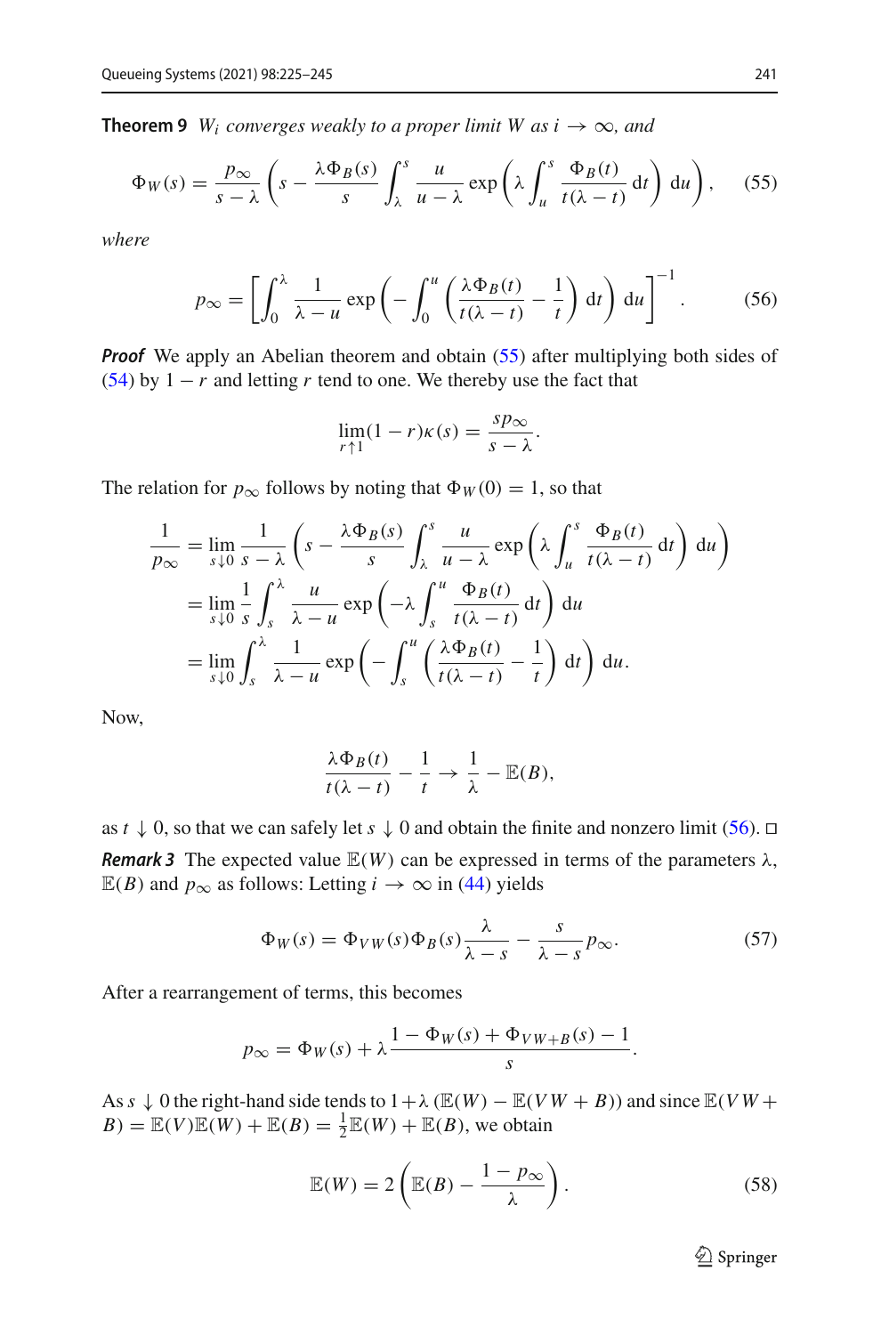**Theorem 9** *$W_i$ converges weakly to a proper limit $W$ as $i \to \infty$, and*

$$\Phi_W(s) = \frac{p_\infty}{s-\lambda}\left(s - \frac{\lambda \Phi_B(s)}{s}\int_\lambda^s \frac{u}{u-\lambda}\exp\left(\lambda\int_u^s \frac{\Phi_B(t)}{t(\lambda-t)}\,\mathrm{d}t\right)\mathrm{d}u\right), \tag{55}$$

*where*

$$p_\infty = \left[\int_0^\lambda \frac{1}{\lambda-u}\exp\left(-\int_0^u \left(\frac{\lambda\Phi_B(t)}{t(\lambda-t)} - \frac{1}{t}\right)\mathrm{d}t\right)\mathrm{d}u\right]^{-1}. \tag{56}$$

***Proof*** We apply an Abelian theorem and obtain (55) after multiplying both sides of (54) by $1-r$ and letting $r$ tend to one. We thereby use the fact that

$$\lim_{r\uparrow 1}(1-r)\kappa(s) = \frac{s p_\infty}{s-\lambda}.$$

The relation for $p_\infty$ follows by noting that $\Phi_W(0) = 1$, so that

$$\begin{aligned}
\frac{1}{p_\infty} &= \lim_{s\downarrow 0}\frac{1}{s-\lambda}\left(s - \frac{\lambda\Phi_B(s)}{s}\int_\lambda^s \frac{u}{u-\lambda}\exp\left(\lambda\int_u^s \frac{\Phi_B(t)}{t(\lambda-t)}\,\mathrm{d}t\right)\mathrm{d}u\right)\\
&= \lim_{s\downarrow 0}\frac{1}{s}\int_s^\lambda \frac{u}{\lambda-u}\exp\left(-\lambda\int_s^u \frac{\Phi_B(t)}{t(\lambda-t)}\,\mathrm{d}t\right)\mathrm{d}u\\
&= \lim_{s\downarrow 0}\int_s^\lambda \frac{1}{\lambda-u}\exp\left(-\int_s^u\left(\frac{\lambda\Phi_B(t)}{t(\lambda-t)} - \frac{1}{t}\right)\mathrm{d}t\right)\mathrm{d}u.
\end{aligned}$$

Now,

$$\frac{\lambda\Phi_B(t)}{t(\lambda-t)} - \frac{1}{t} \to \frac{1}{\lambda} - \mathbb{E}(B),$$

as $t \downarrow 0$, so that we can safely let $s \downarrow 0$ and obtain the finite and nonzero limit (56). □

***Remark 3*** The expected value $\mathbb{E}(W)$ can be expressed in terms of the parameters $\lambda$, $\mathbb{E}(B)$ and $p_\infty$ as follows: Letting $i \to \infty$ in (44) yields

$$\Phi_W(s) = \Phi_{VW}(s)\Phi_B(s)\frac{\lambda}{\lambda-s} - \frac{s}{\lambda-s}p_\infty. \tag{57}$$

After a rearrangement of terms, this becomes

$$p_\infty = \Phi_W(s) + \lambda\frac{1-\Phi_W(s)+\Phi_{VW+B}(s)-1}{s}.$$

As $s \downarrow 0$ the right-hand side tends to $1+\lambda\,(\mathbb{E}(W) - \mathbb{E}(VW+B))$ and since $\mathbb{E}(VW+B) = \mathbb{E}(V)\mathbb{E}(W) + \mathbb{E}(B) = \frac{1}{2}\mathbb{E}(W) + \mathbb{E}(B)$, we obtain

$$\mathbb{E}(W) = 2\left(\mathbb{E}(B) - \frac{1-p_\infty}{\lambda}\right). \tag{58}$$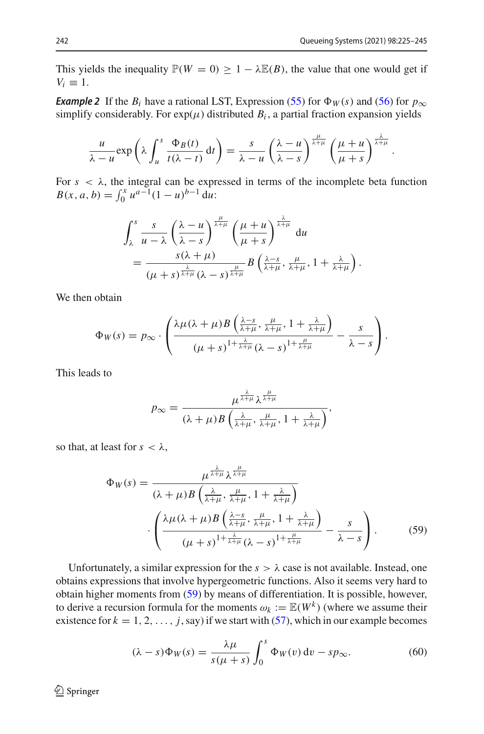This yields the inequality $\mathbb{P}(W = 0) \geq 1 - \lambda\mathbb{E}(B)$, the value that one would get if $V_i \equiv 1$.

***Example 2*** If the $B_i$ have a rational LST, Expression (55) for $\Phi_W(s)$ and (56) for $p_\infty$ simplify considerably. For $\exp(\mu)$ distributed $B_i$, a partial fraction expansion yields

$$\frac{u}{\lambda - u}\exp\left(\lambda \int_u^s \frac{\Phi_B(t)}{t(\lambda - t)}\,\mathrm{d}t\right) = \frac{s}{\lambda - u}\left(\frac{\lambda - u}{\lambda - s}\right)^{\frac{\mu}{\lambda+\mu}}\left(\frac{\mu + u}{\mu + s}\right)^{\frac{\lambda}{\lambda+\mu}}.$$

For $s < \lambda$, the integral can be expressed in terms of the incomplete beta function $B(x, a, b) = \int_0^x u^{a-1}(1-u)^{b-1}\,\mathrm{d}u$:

$$\begin{aligned}
&\int_\lambda^s \frac{s}{u - \lambda}\left(\frac{\lambda - u}{\lambda - s}\right)^{\frac{\mu}{\lambda+\mu}}\left(\frac{\mu + u}{\mu + s}\right)^{\frac{\lambda}{\lambda+\mu}}\,\mathrm{d}u \\
&\quad = \frac{s(\lambda+\mu)}{(\mu+s)^{\frac{\lambda}{\lambda+\mu}}(\lambda - s)^{\frac{\mu}{\lambda+\mu}}} B\left(\tfrac{\lambda - s}{\lambda+\mu}, \tfrac{\mu}{\lambda+\mu}, 1 + \tfrac{\lambda}{\lambda+\mu}\right).
\end{aligned}$$

We then obtain

$$\Phi_W(s) = p_\infty \cdot \left(\frac{\lambda\mu(\lambda+\mu)B\left(\frac{\lambda-s}{\lambda+\mu}, \frac{\mu}{\lambda+\mu}, 1 + \frac{\lambda}{\lambda+\mu}\right)}{(\mu+s)^{1+\frac{\lambda}{\lambda+\mu}}(\lambda - s)^{1+\frac{\mu}{\lambda+\mu}}} - \frac{s}{\lambda - s}\right).$$

This leads to

$$p_\infty = \frac{\mu^{\frac{\lambda}{\lambda+\mu}}\lambda^{\frac{\mu}{\lambda+\mu}}}{(\lambda+\mu)B\left(\frac{\lambda}{\lambda+\mu}, \frac{\mu}{\lambda+\mu}, 1 + \frac{\lambda}{\lambda+\mu}\right)},$$

so that, at least for $s < \lambda$,

$$\begin{aligned}
\Phi_W(s) = &\frac{\mu^{\frac{\lambda}{\lambda+\mu}}\lambda^{\frac{\mu}{\lambda+\mu}}}{(\lambda+\mu)B\left(\frac{\lambda}{\lambda+\mu}, \frac{\mu}{\lambda+\mu}, 1 + \frac{\lambda}{\lambda+\mu}\right)} \\
&\cdot \left(\frac{\lambda\mu(\lambda+\mu)B\left(\frac{\lambda-s}{\lambda+\mu}, \frac{\mu}{\lambda+\mu}, 1 + \frac{\lambda}{\lambda+\mu}\right)}{(\mu+s)^{1+\frac{\lambda}{\lambda+\mu}}(\lambda - s)^{1+\frac{\mu}{\lambda+\mu}}} - \frac{s}{\lambda - s}\right).
\end{aligned} \tag{59}$$

Unfortunately, a similar expression for the $s > \lambda$ case is not available. Instead, one obtains expressions that involve hypergeometric functions. Also it seems very hard to obtain higher moments from (59) by means of differentiation. It is possible, however, to derive a recursion formula for the moments $\omega_k := \mathbb{E}(W^k)$ (where we assume their existence for $k = 1, 2, \ldots, j$, say) if we start with (57), which in our example becomes

$$(\lambda - s)\Phi_W(s) = \frac{\lambda\mu}{s(\mu+s)}\int_0^s \Phi_W(v)\,\mathrm{d}v - sp_\infty. \tag{60}$$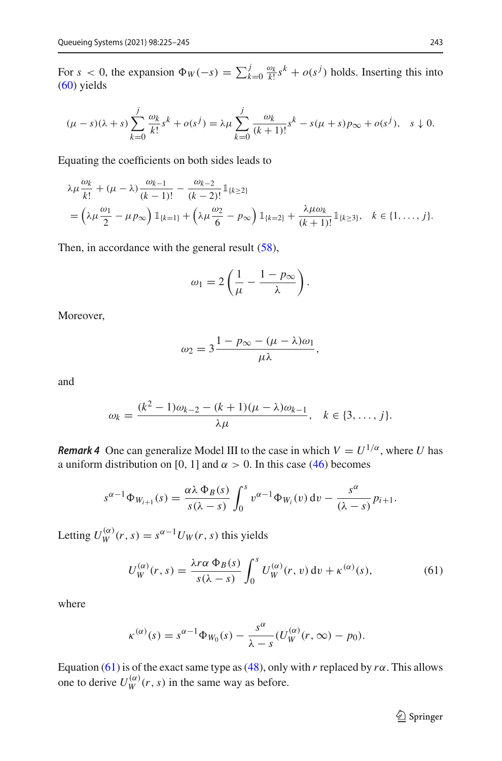For $s < 0$, the expansion $\Phi_W(-s) = \sum_{k=0}^{j} \frac{\omega_k}{k!} s^k + o(s^j)$ holds. Inserting this into (60) yields

$$(\mu - s)(\lambda + s) \sum_{k=0}^{j} \frac{\omega_k}{k!} s^k + o(s^j) = \lambda\mu \sum_{k=0}^{j} \frac{\omega_k}{(k+1)!} s^k - s(\mu + s) p_\infty + o(s^j), \quad s \downarrow 0.$$

Equating the coefficients on both sides leads to

$$\lambda\mu \frac{\omega_k}{k!} + (\mu - \lambda) \frac{\omega_{k-1}}{(k-1)!} - \frac{\omega_{k-2}}{(k-2)!} \mathbb{1}_{\{k \geq 2\}}$$
$$= \left(\lambda\mu \frac{\omega_1}{2} - \mu p_\infty\right) \mathbb{1}_{\{k=1\}} + \left(\lambda\mu \frac{\omega_2}{6} - p_\infty\right) \mathbb{1}_{\{k=2\}} + \frac{\lambda\mu\omega_k}{(k+1)!} \mathbb{1}_{\{k \geq 3\}}, \quad k \in \{1, \ldots, j\}.$$

Then, in accordance with the general result (58),

$$\omega_1 = 2\left(\frac{1}{\mu} - \frac{1 - p_\infty}{\lambda}\right).$$

Moreover,

$$\omega_2 = 3 \frac{1 - p_\infty - (\mu - \lambda)\omega_1}{\mu\lambda},$$

and

$$\omega_k = \frac{(k^2 - 1)\omega_{k-2} - (k+1)(\mu - \lambda)\omega_{k-1}}{\lambda\mu}, \quad k \in \{3, \ldots, j\}.$$

***Remark 4*** One can generalize Model III to the case in which $V = U^{1/\alpha}$, where $U$ has a uniform distribution on $[0, 1]$ and $\alpha > 0$. In this case (46) becomes

$$s^{\alpha-1} \Phi_{W_{i+1}}(s) = \frac{\alpha\lambda\, \Phi_B(s)}{s(\lambda - s)} \int_0^s v^{\alpha-1} \Phi_{W_i}(v)\, \mathrm{d}v - \frac{s^\alpha}{(\lambda - s)} p_{i+1}.$$

Letting $U_W^{(\alpha)}(r, s) = s^{\alpha-1} U_W(r, s)$ this yields

$$U_W^{(\alpha)}(r, s) = \frac{\lambda r \alpha\, \Phi_B(s)}{s(\lambda - s)} \int_0^s U_W^{(\alpha)}(r, v)\, \mathrm{d}v + \kappa^{(\alpha)}(s), \tag{61}$$

where

$$\kappa^{(\alpha)}(s) = s^{\alpha-1} \Phi_{W_0}(s) - \frac{s^\alpha}{\lambda - s} (U_W^{(\alpha)}(r, \infty) - p_0).$$

Equation (61) is of the exact same type as (48), only with $r$ replaced by $r\alpha$. This allows one to derive $U_W^{(\alpha)}(r, s)$ in the same way as before.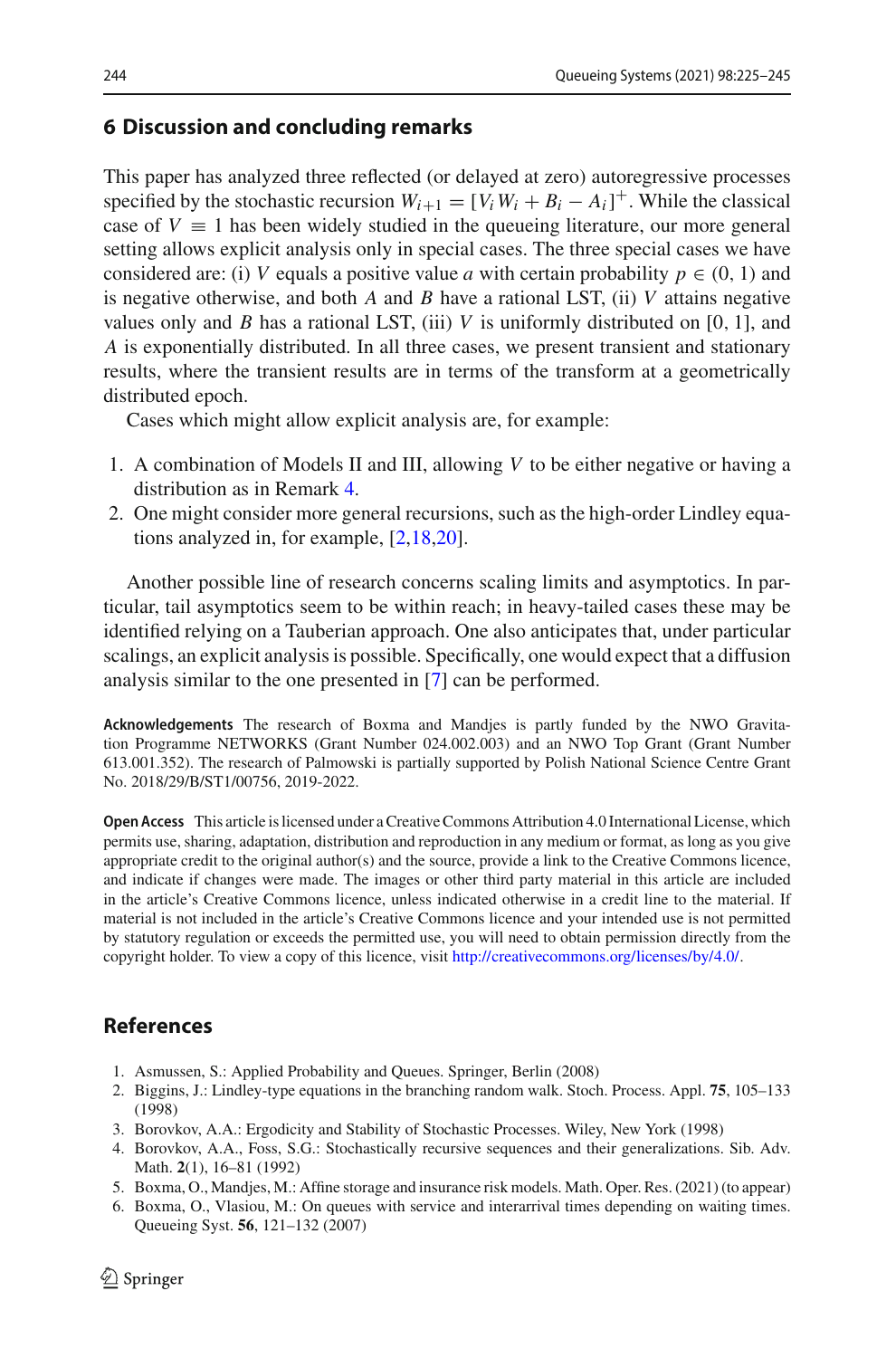## 6 Discussion and concluding remarks

This paper has analyzed three reflected (or delayed at zero) autoregressive processes specified by the stochastic recursion $W_{i+1} = [V_i W_i + B_i - A_i]^+$. While the classical case of $V \equiv 1$ has been widely studied in the queueing literature, our more general setting allows explicit analysis only in special cases. The three special cases we have considered are: (i) $V$ equals a positive value $a$ with certain probability $p \in (0, 1)$ and is negative otherwise, and both $A$ and $B$ have a rational LST, (ii) $V$ attains negative values only and $B$ has a rational LST, (iii) $V$ is uniformly distributed on $[0, 1]$, and $A$ is exponentially distributed. In all three cases, we present transient and stationary results, where the transient results are in terms of the transform at a geometrically distributed epoch.

Cases which might allow explicit analysis are, for example:

1. A combination of Models II and III, allowing $V$ to be either negative or having a distribution as in Remark 4.
2. One might consider more general recursions, such as the high-order Lindley equations analyzed in, for example, [2,18,20].

Another possible line of research concerns scaling limits and asymptotics. In particular, tail asymptotics seem to be within reach; in heavy-tailed cases these may be identified relying on a Tauberian approach. One also anticipates that, under particular scalings, an explicit analysis is possible. Specifically, one would expect that a diffusion analysis similar to the one presented in [7] can be performed.

**Acknowledgements** The research of Boxma and Mandjes is partly funded by the NWO Gravitation Programme NETWORKS (Grant Number 024.002.003) and an NWO Top Grant (Grant Number 613.001.352). The research of Palmowski is partially supported by Polish National Science Centre Grant No. 2018/29/B/ST1/00756, 2019-2022.

**Open Access** This article is licensed under a Creative Commons Attribution 4.0 International License, which permits use, sharing, adaptation, distribution and reproduction in any medium or format, as long as you give appropriate credit to the original author(s) and the source, provide a link to the Creative Commons licence, and indicate if changes were made. The images or other third party material in this article are included in the article's Creative Commons licence, unless indicated otherwise in a credit line to the material. If material is not included in the article's Creative Commons licence and your intended use is not permitted by statutory regulation or exceeds the permitted use, you will need to obtain permission directly from the copyright holder. To view a copy of this licence, visit http://creativecommons.org/licenses/by/4.0/.

## References

1. Asmussen, S.: Applied Probability and Queues. Springer, Berlin (2008)
2. Biggins, J.: Lindley-type equations in the branching random walk. Stoch. Process. Appl. **75**, 105–133 (1998)
3. Borovkov, A.A.: Ergodicity and Stability of Stochastic Processes. Wiley, New York (1998)
4. Borovkov, A.A., Foss, S.G.: Stochastically recursive sequences and their generalizations. Sib. Adv. Math. **2**(1), 16–81 (1992)
5. Boxma, O., Mandjes, M.: Affine storage and insurance risk models. Math. Oper. Res. (2021) (to appear)
6. Boxma, O., Vlasiou, M.: On queues with service and interarrival times depending on waiting times. Queueing Syst. **56**, 121–132 (2007)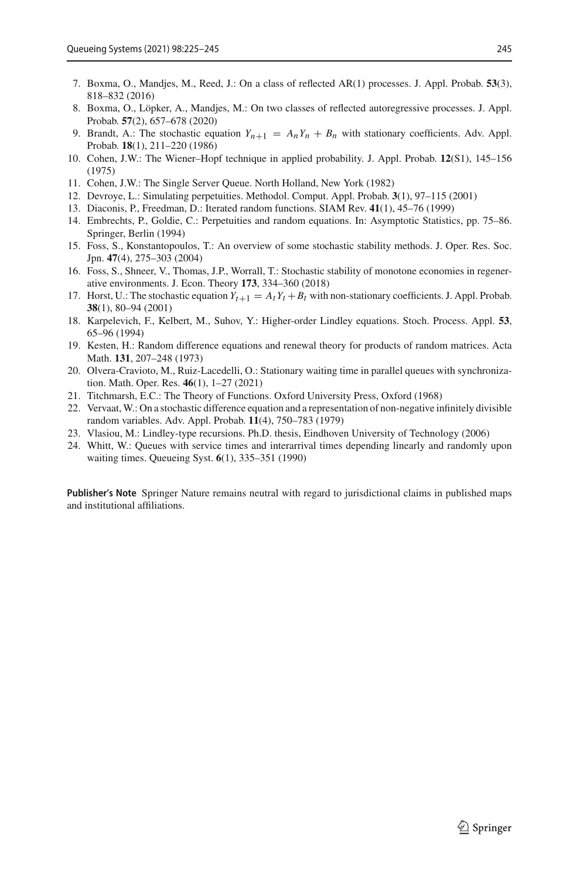7. Boxma, O., Mandjes, M., Reed, J.: On a class of reflected AR(1) processes. J. Appl. Probab. **53**(3), 818–832 (2016)
8. Boxma, O., Löpker, A., Mandjes, M.: On two classes of reflected autoregressive processes. J. Appl. Probab. **57**(2), 657–678 (2020)
9. Brandt, A.: The stochastic equation $Y_{n+1} = A_n Y_n + B_n$ with stationary coefficients. Adv. Appl. Probab. **18**(1), 211–220 (1986)
10. Cohen, J.W.: The Wiener–Hopf technique in applied probability. J. Appl. Probab. **12**(S1), 145–156 (1975)
11. Cohen, J.W.: The Single Server Queue. North Holland, New York (1982)
12. Devroye, L.: Simulating perpetuities. Methodol. Comput. Appl. Probab. **3**(1), 97–115 (2001)
13. Diaconis, P., Freedman, D.: Iterated random functions. SIAM Rev. **41**(1), 45–76 (1999)
14. Embrechts, P., Goldie, C.: Perpetuities and random equations. In: Asymptotic Statistics, pp. 75–86. Springer, Berlin (1994)
15. Foss, S., Konstantopoulos, T.: An overview of some stochastic stability methods. J. Oper. Res. Soc. Jpn. **47**(4), 275–303 (2004)
16. Foss, S., Shneer, V., Thomas, J.P., Worrall, T.: Stochastic stability of monotone economies in regenerative environments. J. Econ. Theory **173**, 334–360 (2018)
17. Horst, U.: The stochastic equation $Y_{t+1} = A_t Y_t + B_t$ with non-stationary coefficients. J. Appl. Probab. **38**(1), 80–94 (2001)
18. Karpelevich, F., Kelbert, M., Suhov, Y.: Higher-order Lindley equations. Stoch. Process. Appl. **53**, 65–96 (1994)
19. Kesten, H.: Random difference equations and renewal theory for products of random matrices. Acta Math. **131**, 207–248 (1973)
20. Olvera-Cravioto, M., Ruiz-Lacedelli, O.: Stationary waiting time in parallel queues with synchronization. Math. Oper. Res. **46**(1), 1–27 (2021)
21. Titchmarsh, E.C.: The Theory of Functions. Oxford University Press, Oxford (1968)
22. Vervaat, W.: On a stochastic difference equation and a representation of non-negative infinitely divisible random variables. Adv. Appl. Probab. **11**(4), 750–783 (1979)
23. Vlasiou, M.: Lindley-type recursions. Ph.D. thesis, Eindhoven University of Technology (2006)
24. Whitt, W.: Queues with service times and interarrival times depending linearly and randomly upon waiting times. Queueing Syst. **6**(1), 335–351 (1990)

**Publisher's Note** Springer Nature remains neutral with regard to jurisdictional claims in published maps and institutional affiliations.